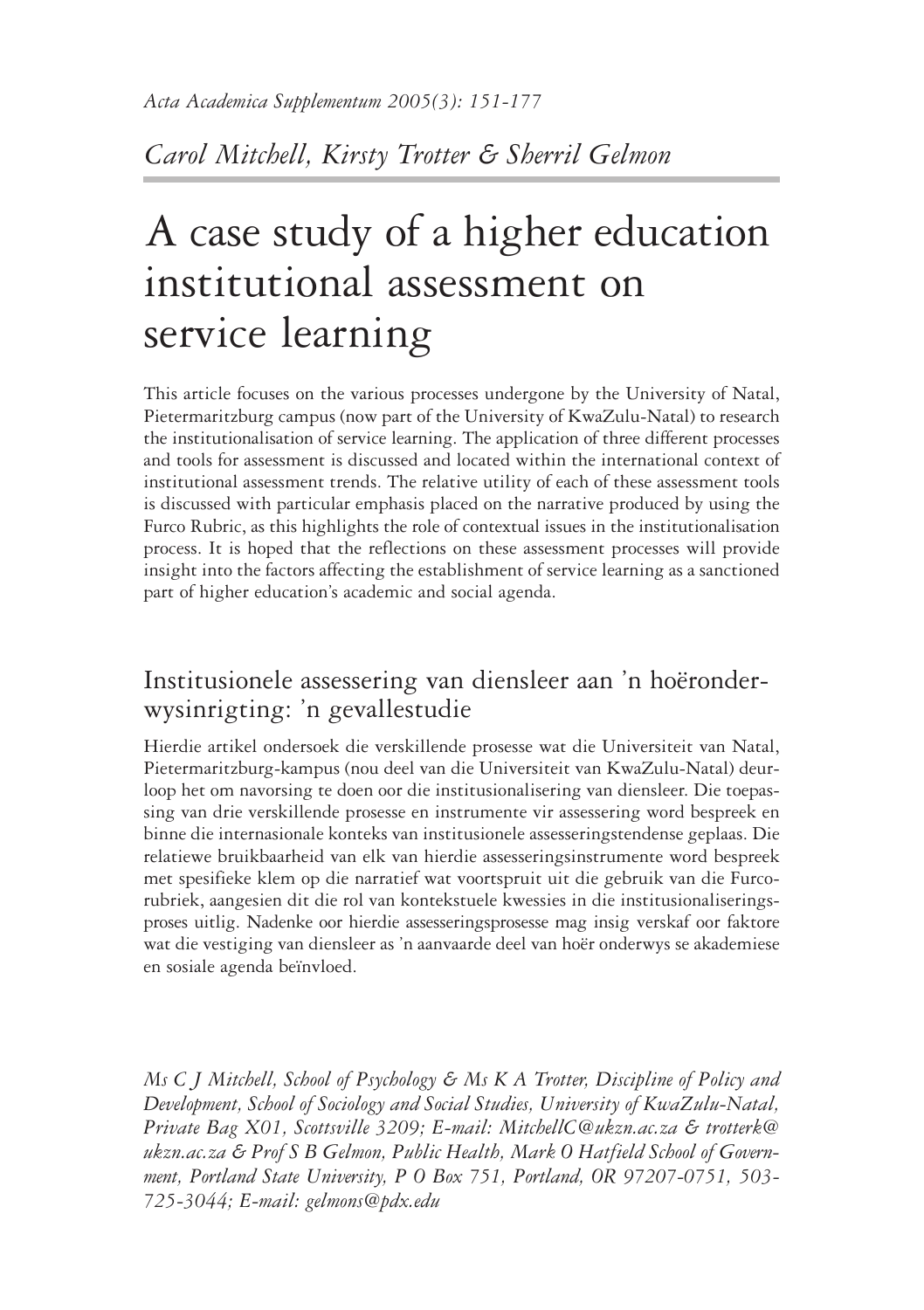*Acta Academica Supplementum 2005(3): 151-177*

*Carol Mitchell, Kirsty Trotter & Sherril Gelmon*

# A case study of a higher education institutional assessment on service learning

This article focuses on the various processes undergone by the University of Natal, Pietermaritzburg campus (now part of the University of KwaZulu-Natal) to research the institutionalisation of service learning. The application of three different processes and tools for assessment is discussed and located within the international context of institutional assessment trends. The relative utility of each of these assessment tools is discussed with particular emphasis placed on the narrative produced by using the Furco Rubric, as this highlights the role of contextual issues in the institutionalisation process. It is hoped that the reflections on these assessment processes will provide insight into the factors affecting the establishment of service learning as a sanctioned part of higher education's academic and social agenda.

## Institusionele assessering van diensleer aan 'n hoëronderwysinrigting: 'n gevallestudie

Hierdie artikel ondersoek die verskillende prosesse wat die Universiteit van Natal, Pietermaritzburg-kampus (nou deel van die Universiteit van KwaZulu-Natal) deurloop het om navorsing te doen oor die institusionalisering van diensleer. Die toepassing van drie verskillende prosesse en instrumente vir assessering word bespreek en binne die internasionale konteks van institusionele assesseringstendense geplaas. Die relatiewe bruikbaarheid van elk van hierdie assesseringsinstrumente word bespreek met spesifieke klem op die narratief wat voortspruit uit die gebruik van die Furco-rubriek, aangesien dit die rol van kontekstuele kwessies in die institusionaliseringsproses uitlig. Nadenke oor hierdie assesseringsprosesse mag insig verskaf oor faktore wat die vestiging van diensleer as 'n aanvaarde deel van hoër onderwys se akademiese en sosiale agenda beïnvloed.

*Ms C J Mitchell, School of Psychology & Ms K A Trotter, Discipline of Policy and Development, School of Sociology and Social Studies, University of KwaZulu-Natal, Private Bag X01, Scottsville 3209; E-mail: MitchellC@ukzn.ac.za & trotterk@ukzn.ac.za & Prof S B Gelmon, Public Health, Mark O Hatfield School of Government, Portland State University, P O Box 751, Portland, OR 97207-0751, 503-725-3044; E-mail: gelmons@pdx.edu*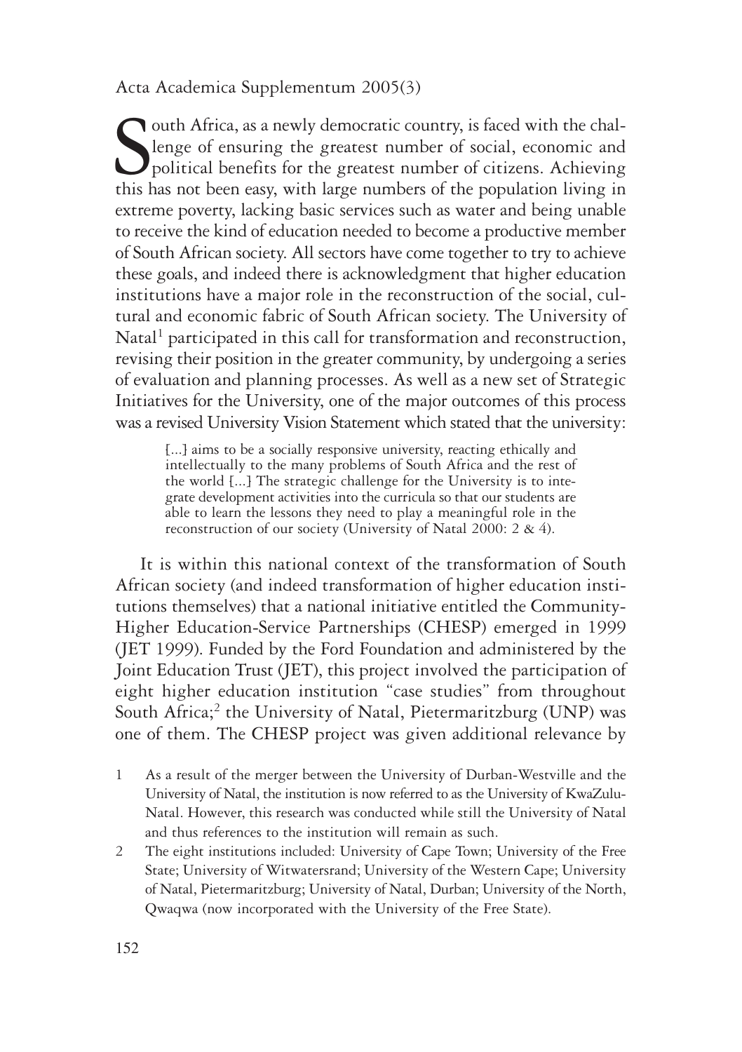South Africa, as a newly democratic country, is faced with the challenge of ensuring the greatest number of social, economic and political benefits for the greatest number of citizens. Achieving this has not been easy, with large numbers of the population living in extreme poverty, lacking basic services such as water and being unable to receive the kind of education needed to become a productive member of South African society. All sectors have come together to try to achieve these goals, and indeed there is acknowledgment that higher education institutions have a major role in the reconstruction of the social, cultural and economic fabric of South African society. The University of Natal[1] participated in this call for transformation and reconstruction, revising their position in the greater community, by undergoing a series of evaluation and planning processes. As well as a new set of Strategic Initiatives for the University, one of the major outcomes of this process was a revised University Vision Statement which stated that the university:

> [...] aims to be a socially responsive university, reacting ethically and intellectually to the many problems of South Africa and the rest of the world [...] The strategic challenge for the University is to integrate development activities into the curricula so that our students are able to learn the lessons they need to play a meaningful role in the reconstruction of our society (University of Natal 2000: 2 & 4).

It is within this national context of the transformation of South African society (and indeed transformation of higher education institutions themselves) that a national initiative entitled the Community-Higher Education-Service Partnerships (CHESP) emerged in 1999 (JET 1999). Funded by the Ford Foundation and administered by the Joint Education Trust (JET), this project involved the participation of eight higher education institution "case studies" from throughout South Africa;[2] the University of Natal, Pietermaritzburg (UNP) was one of them. The CHESP project was given additional relevance by

1 As a result of the merger between the University of Durban-Westville and the University of Natal, the institution is now referred to as the University of KwaZulu-Natal. However, this research was conducted while still the University of Natal and thus references to the institution will remain as such.

2 The eight institutions included: University of Cape Town; University of the Free State; University of Witwatersrand; University of the Western Cape; University of Natal, Pietermaritzburg; University of Natal, Durban; University of the North, Qwaqwa (now incorporated with the University of the Free State).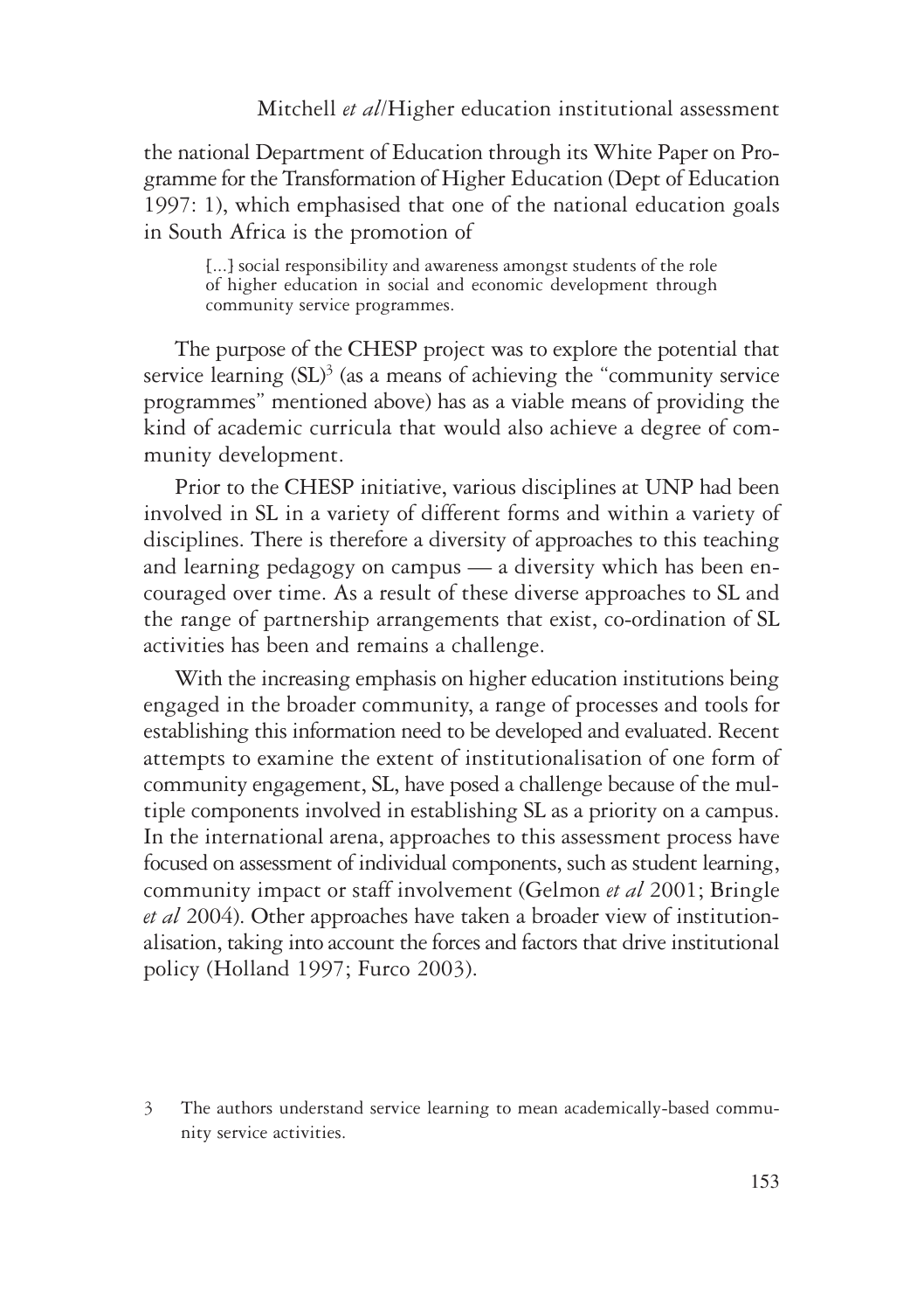the national Department of Education through its White Paper on Programme for the Transformation of Higher Education (Dept of Education 1997: 1), which emphasised that one of the national education goals in South Africa is the promotion of

> [...] social responsibility and awareness amongst students of the role of higher education in social and economic development through community service programmes.

The purpose of the CHESP project was to explore the potential that service learning (SL)[3] (as a means of achieving the "community service programmes" mentioned above) has as a viable means of providing the kind of academic curricula that would also achieve a degree of community development.

Prior to the CHESP initiative, various disciplines at UNP had been involved in SL in a variety of different forms and within a variety of disciplines. There is therefore a diversity of approaches to this teaching and learning pedagogy on campus — a diversity which has been encouraged over time. As a result of these diverse approaches to SL and the range of partnership arrangements that exist, co-ordination of SL activities has been and remains a challenge.

With the increasing emphasis on higher education institutions being engaged in the broader community, a range of processes and tools for establishing this information need to be developed and evaluated. Recent attempts to examine the extent of institutionalisation of one form of community engagement, SL, have posed a challenge because of the multiple components involved in establishing SL as a priority on a campus. In the international arena, approaches to this assessment process have focused on assessment of individual components, such as student learning, community impact or staff involvement (Gelmon *et al* 2001; Bringle *et al* 2004). Other approaches have taken a broader view of institutionalisation, taking into account the forces and factors that drive institutional policy (Holland 1997; Furco 2003).

---

3 The authors understand service learning to mean academically-based community service activities.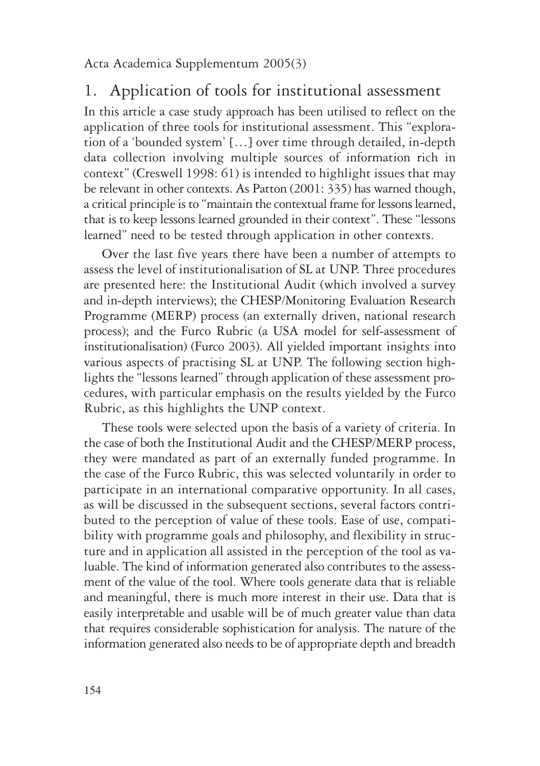## 1. Application of tools for institutional assessment

In this article a case study approach has been utilised to reflect on the application of three tools for institutional assessment. This "exploration of a 'bounded system' […] over time through detailed, in-depth data collection involving multiple sources of information rich in context" (Creswell 1998: 61) is intended to highlight issues that may be relevant in other contexts. As Patton (2001: 335) has warned though, a critical principle is to "maintain the contextual frame for lessons learned, that is to keep lessons learned grounded in their context". These "lessons learned" need to be tested through application in other contexts.

Over the last five years there have been a number of attempts to assess the level of institutionalisation of SL at UNP. Three procedures are presented here: the Institutional Audit (which involved a survey and in-depth interviews); the CHESP/Monitoring Evaluation Research Programme (MERP) process (an externally driven, national research process); and the Furco Rubric (a USA model for self-assessment of institutionalisation) (Furco 2003). All yielded important insights into various aspects of practising SL at UNP. The following section highlights the "lessons learned" through application of these assessment procedures, with particular emphasis on the results yielded by the Furco Rubric, as this highlights the UNP context.

These tools were selected upon the basis of a variety of criteria. In the case of both the Institutional Audit and the CHESP/MERP process, they were mandated as part of an externally funded programme. In the case of the Furco Rubric, this was selected voluntarily in order to participate in an international comparative opportunity. In all cases, as will be discussed in the subsequent sections, several factors contributed to the perception of value of these tools. Ease of use, compatibility with programme goals and philosophy, and flexibility in structure and in application all assisted in the perception of the tool as valuable. The kind of information generated also contributes to the assessment of the value of the tool. Where tools generate data that is reliable and meaningful, there is much more interest in their use. Data that is easily interpretable and usable will be of much greater value than data that requires considerable sophistication for analysis. The nature of the information generated also needs to be of appropriate depth and breadth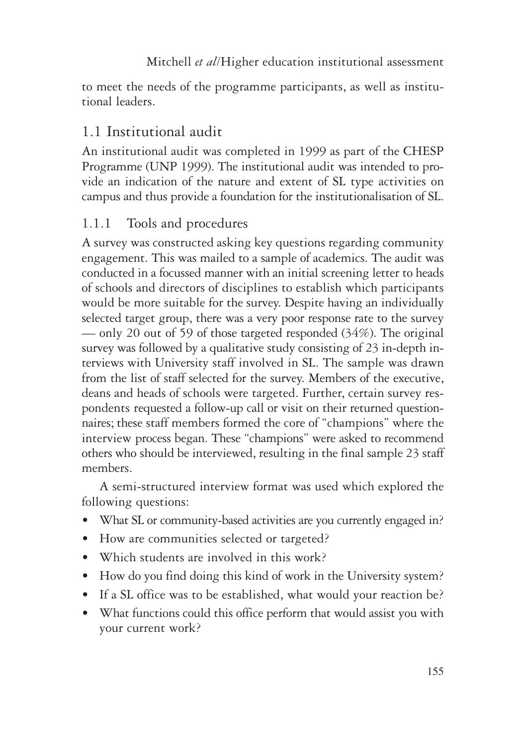to meet the needs of the programme participants, as well as institutional leaders.

## 1.1 Institutional audit

An institutional audit was completed in 1999 as part of the CHESP Programme (UNP 1999). The institutional audit was intended to provide an indication of the nature and extent of SL type activities on campus and thus provide a foundation for the institutionalisation of SL.

### 1.1.1 Tools and procedures

A survey was constructed asking key questions regarding community engagement. This was mailed to a sample of academics. The audit was conducted in a focussed manner with an initial screening letter to heads of schools and directors of disciplines to establish which participants would be more suitable for the survey. Despite having an individually selected target group, there was a very poor response rate to the survey — only 20 out of 59 of those targeted responded (34%). The original survey was followed by a qualitative study consisting of 23 in-depth interviews with University staff involved in SL. The sample was drawn from the list of staff selected for the survey. Members of the executive, deans and heads of schools were targeted. Further, certain survey respondents requested a follow-up call or visit on their returned questionnaires; these staff members formed the core of "champions" where the interview process began. These "champions" were asked to recommend others who should be interviewed, resulting in the final sample 23 staff members.

A semi-structured interview format was used which explored the following questions:

- What SL or community-based activities are you currently engaged in?
- How are communities selected or targeted?
- Which students are involved in this work?
- How do you find doing this kind of work in the University system?
- If a SL office was to be established, what would your reaction be?
- What functions could this office perform that would assist you with your current work?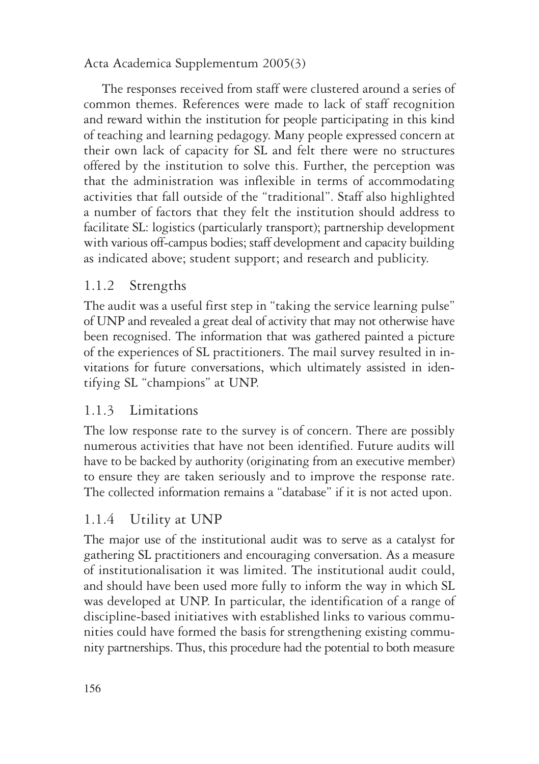The responses received from staff were clustered around a series of common themes. References were made to lack of staff recognition and reward within the institution for people participating in this kind of teaching and learning pedagogy. Many people expressed concern at their own lack of capacity for SL and felt there were no structures offered by the institution to solve this. Further, the perception was that the administration was inflexible in terms of accommodating activities that fall outside of the "traditional". Staff also highlighted a number of factors that they felt the institution should address to facilitate SL: logistics (particularly transport); partnership development with various off-campus bodies; staff development and capacity building as indicated above; student support; and research and publicity.

### 1.1.2 Strengths

The audit was a useful first step in "taking the service learning pulse" of UNP and revealed a great deal of activity that may not otherwise have been recognised. The information that was gathered painted a picture of the experiences of SL practitioners. The mail survey resulted in invitations for future conversations, which ultimately assisted in identifying SL "champions" at UNP.

### 1.1.3 Limitations

The low response rate to the survey is of concern. There are possibly numerous activities that have not been identified. Future audits will have to be backed by authority (originating from an executive member) to ensure they are taken seriously and to improve the response rate. The collected information remains a "database" if it is not acted upon.

### 1.1.4 Utility at UNP

The major use of the institutional audit was to serve as a catalyst for gathering SL practitioners and encouraging conversation. As a measure of institutionalisation it was limited. The institutional audit could, and should have been used more fully to inform the way in which SL was developed at UNP. In particular, the identification of a range of discipline-based initiatives with established links to various communities could have formed the basis for strengthening existing community partnerships. Thus, this procedure had the potential to both measure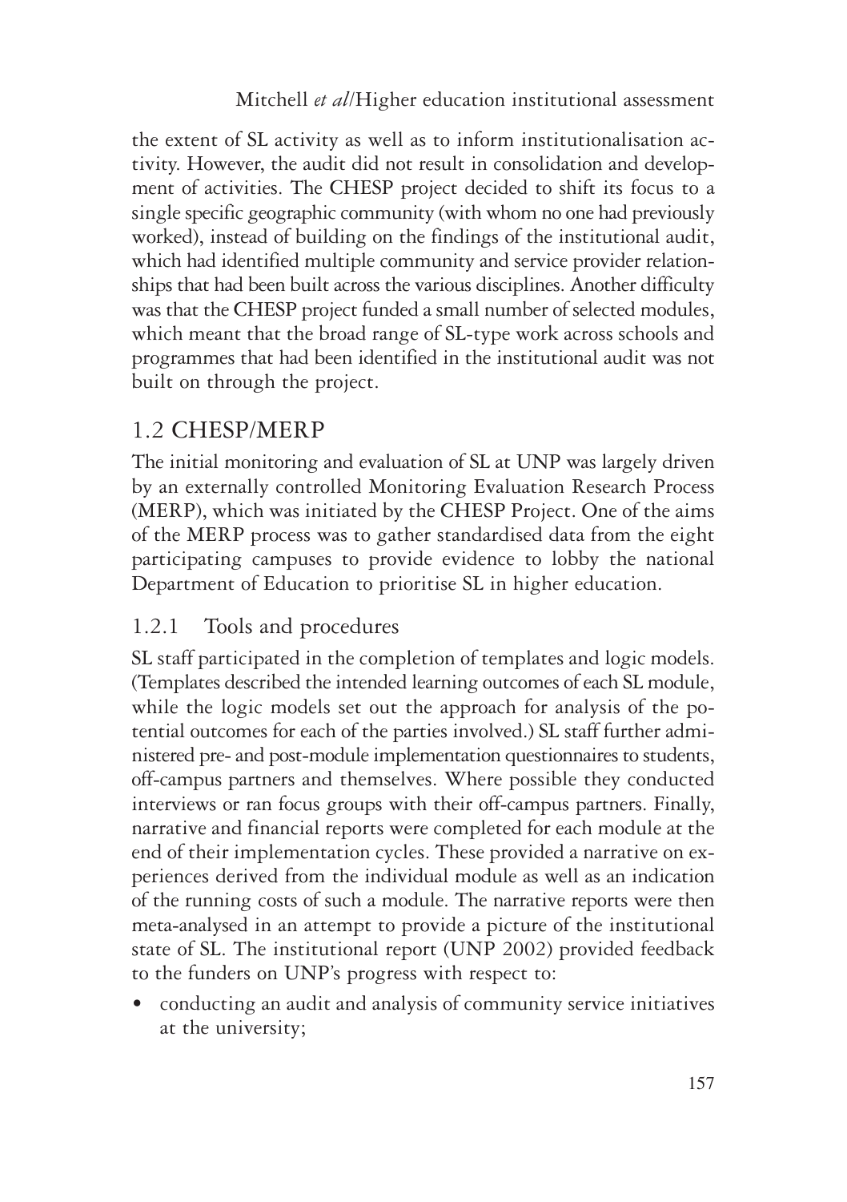the extent of SL activity as well as to inform institutionalisation activity. However, the audit did not result in consolidation and development of activities. The CHESP project decided to shift its focus to a single specific geographic community (with whom no one had previously worked), instead of building on the findings of the institutional audit, which had identified multiple community and service provider relationships that had been built across the various disciplines. Another difficulty was that the CHESP project funded a small number of selected modules, which meant that the broad range of SL-type work across schools and programmes that had been identified in the institutional audit was not built on through the project.

## 1.2 CHESP/MERP

The initial monitoring and evaluation of SL at UNP was largely driven by an externally controlled Monitoring Evaluation Research Process (MERP), which was initiated by the CHESP Project. One of the aims of the MERP process was to gather standardised data from the eight participating campuses to provide evidence to lobby the national Department of Education to prioritise SL in higher education.

### 1.2.1 Tools and procedures

SL staff participated in the completion of templates and logic models. (Templates described the intended learning outcomes of each SL module, while the logic models set out the approach for analysis of the potential outcomes for each of the parties involved.) SL staff further administered pre- and post-module implementation questionnaires to students, off-campus partners and themselves. Where possible they conducted interviews or ran focus groups with their off-campus partners. Finally, narrative and financial reports were completed for each module at the end of their implementation cycles. These provided a narrative on experiences derived from the individual module as well as an indication of the running costs of such a module. The narrative reports were then meta-analysed in an attempt to provide a picture of the institutional state of SL. The institutional report (UNP 2002) provided feedback to the funders on UNP's progress with respect to:

- conducting an audit and analysis of community service initiatives at the university;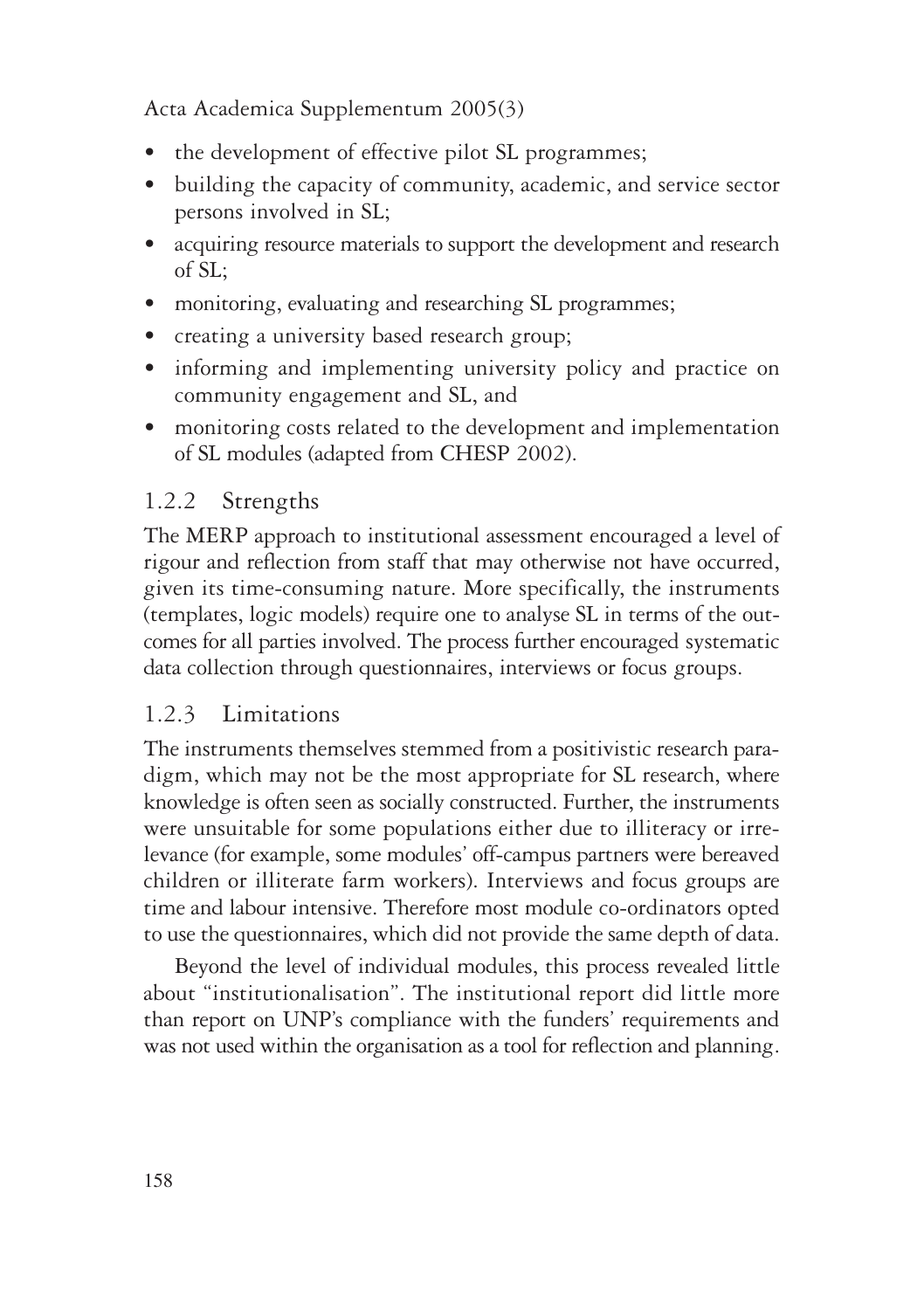- the development of effective pilot SL programmes;
- building the capacity of community, academic, and service sector persons involved in SL;
- acquiring resource materials to support the development and research of SL;
- monitoring, evaluating and researching SL programmes;
- creating a university based research group;
- informing and implementing university policy and practice on community engagement and SL, and
- monitoring costs related to the development and implementation of SL modules (adapted from CHESP 2002).

### 1.2.2 Strengths

The MERP approach to institutional assessment encouraged a level of rigour and reflection from staff that may otherwise not have occurred, given its time-consuming nature. More specifically, the instruments (templates, logic models) require one to analyse SL in terms of the outcomes for all parties involved. The process further encouraged systematic data collection through questionnaires, interviews or focus groups.

### 1.2.3 Limitations

The instruments themselves stemmed from a positivistic research paradigm, which may not be the most appropriate for SL research, where knowledge is often seen as socially constructed. Further, the instruments were unsuitable for some populations either due to illiteracy or irrelevance (for example, some modules' off-campus partners were bereaved children or illiterate farm workers). Interviews and focus groups are time and labour intensive. Therefore most module co-ordinators opted to use the questionnaires, which did not provide the same depth of data.

Beyond the level of individual modules, this process revealed little about "institutionalisation". The institutional report did little more than report on UNP's compliance with the funders' requirements and was not used within the organisation as a tool for reflection and planning.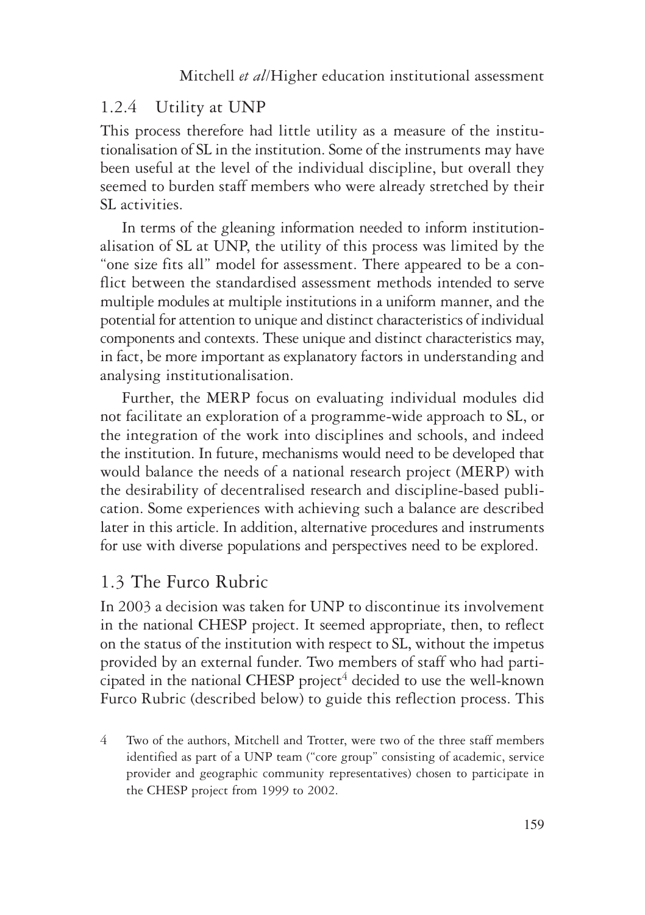### 1.2.4 Utility at UNP

This process therefore had little utility as a measure of the institutionalisation of SL in the institution. Some of the instruments may have been useful at the level of the individual discipline, but overall they seemed to burden staff members who were already stretched by their SL activities.

In terms of the gleaning information needed to inform institutionalisation of SL at UNP, the utility of this process was limited by the "one size fits all" model for assessment. There appeared to be a conflict between the standardised assessment methods intended to serve multiple modules at multiple institutions in a uniform manner, and the potential for attention to unique and distinct characteristics of individual components and contexts. These unique and distinct characteristics may, in fact, be more important as explanatory factors in understanding and analysing institutionalisation.

Further, the MERP focus on evaluating individual modules did not facilitate an exploration of a programme-wide approach to SL, or the integration of the work into disciplines and schools, and indeed the institution. In future, mechanisms would need to be developed that would balance the needs of a national research project (MERP) with the desirability of decentralised research and discipline-based publication. Some experiences with achieving such a balance are described later in this article. In addition, alternative procedures and instruments for use with diverse populations and perspectives need to be explored.

## 1.3 The Furco Rubric

In 2003 a decision was taken for UNP to discontinue its involvement in the national CHESP project. It seemed appropriate, then, to reflect on the status of the institution with respect to SL, without the impetus provided by an external funder. Two members of staff who had participated in the national CHESP project[4] decided to use the well-known Furco Rubric (described below) to guide this reflection process. This

4 Two of the authors, Mitchell and Trotter, were two of the three staff members identified as part of a UNP team ("core group" consisting of academic, service provider and geographic community representatives) chosen to participate in the CHESP project from 1999 to 2002.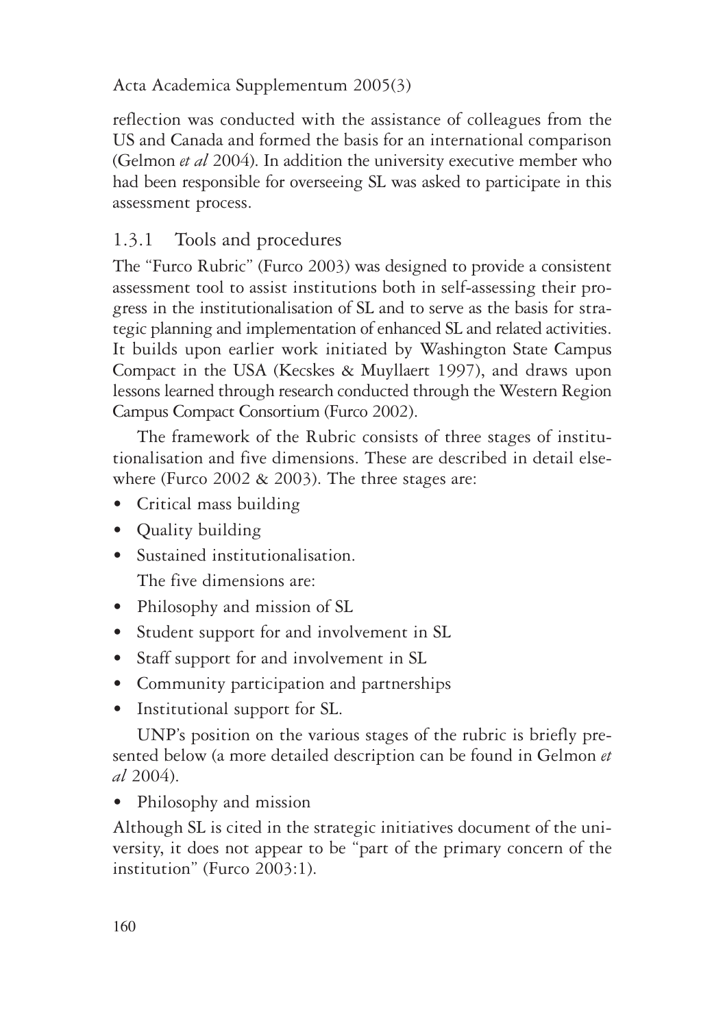reflection was conducted with the assistance of colleagues from the US and Canada and formed the basis for an international comparison (Gelmon *et al* 2004). In addition the university executive member who had been responsible for overseeing SL was asked to participate in this assessment process.

### 1.3.1 Tools and procedures

The "Furco Rubric" (Furco 2003) was designed to provide a consistent assessment tool to assist institutions both in self-assessing their progress in the institutionalisation of SL and to serve as the basis for strategic planning and implementation of enhanced SL and related activities. It builds upon earlier work initiated by Washington State Campus Compact in the USA (Kecskes & Muyllaert 1997), and draws upon lessons learned through research conducted through the Western Region Campus Compact Consortium (Furco 2002).

The framework of the Rubric consists of three stages of institutionalisation and five dimensions. These are described in detail elsewhere (Furco 2002 & 2003). The three stages are:

- Critical mass building
- Quality building
- Sustained institutionalisation.

The five dimensions are:

- Philosophy and mission of SL
- Student support for and involvement in SL
- Staff support for and involvement in SL
- Community participation and partnerships
- Institutional support for SL.

UNP's position on the various stages of the rubric is briefly presented below (a more detailed description can be found in Gelmon *et al* 2004).

- Philosophy and mission

Although SL is cited in the strategic initiatives document of the university, it does not appear to be "part of the primary concern of the institution" (Furco 2003:1).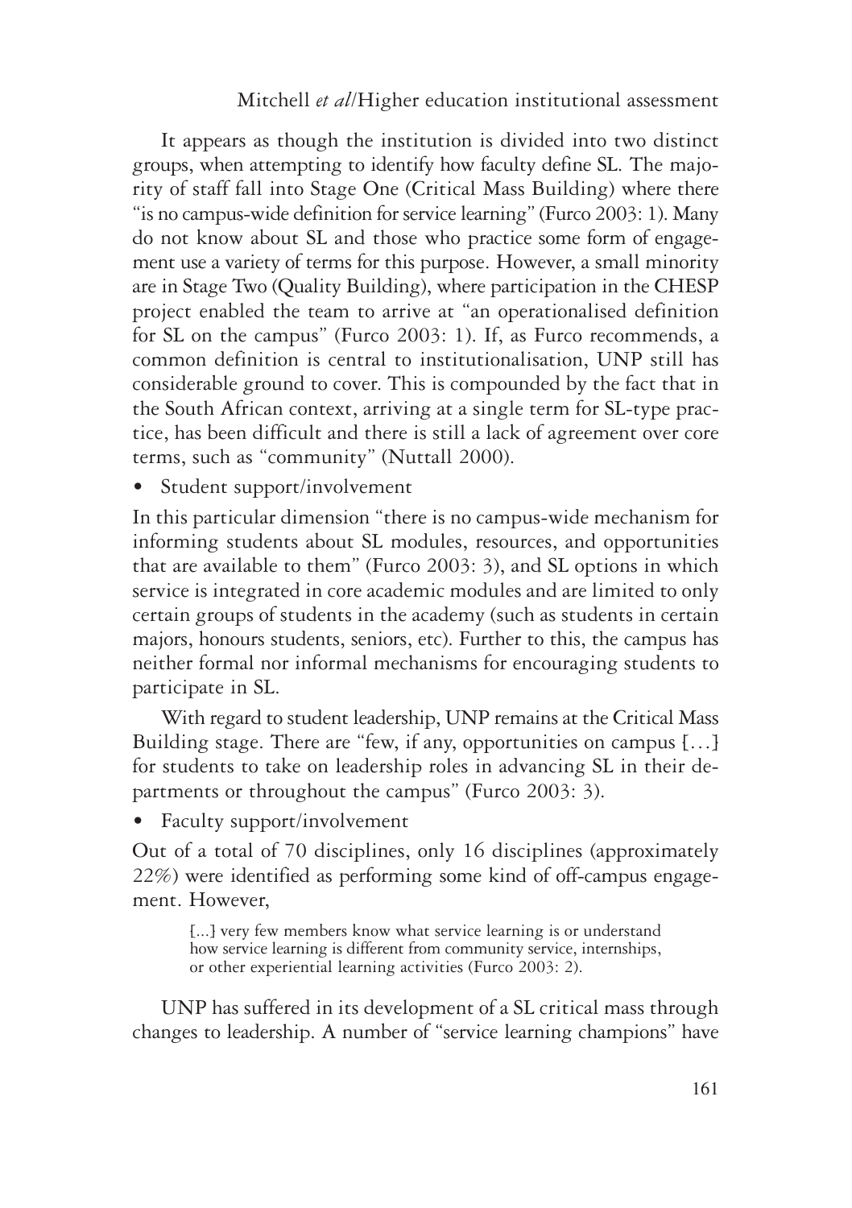It appears as though the institution is divided into two distinct groups, when attempting to identify how faculty define SL. The majority of staff fall into Stage One (Critical Mass Building) where there "is no campus-wide definition for service learning" (Furco 2003: 1). Many do not know about SL and those who practice some form of engagement use a variety of terms for this purpose. However, a small minority are in Stage Two (Quality Building), where participation in the CHESP project enabled the team to arrive at "an operationalised definition for SL on the campus" (Furco 2003: 1). If, as Furco recommends, a common definition is central to institutionalisation, UNP still has considerable ground to cover. This is compounded by the fact that in the South African context, arriving at a single term for SL-type practice, has been difficult and there is still a lack of agreement over core terms, such as "community" (Nuttall 2000).

- Student support/involvement

In this particular dimension "there is no campus-wide mechanism for informing students about SL modules, resources, and opportunities that are available to them" (Furco 2003: 3), and SL options in which service is integrated in core academic modules and are limited to only certain groups of students in the academy (such as students in certain majors, honours students, seniors, etc). Further to this, the campus has neither formal nor informal mechanisms for encouraging students to participate in SL.

With regard to student leadership, UNP remains at the Critical Mass Building stage. There are "few, if any, opportunities on campus [...] for students to take on leadership roles in advancing SL in their departments or throughout the campus" (Furco 2003: 3).

- Faculty support/involvement

Out of a total of 70 disciplines, only 16 disciplines (approximately 22%) were identified as performing some kind of off-campus engagement. However,

> [...] very few members know what service learning is or understand how service learning is different from community service, internships, or other experiential learning activities (Furco 2003: 2).

UNP has suffered in its development of a SL critical mass through changes to leadership. A number of "service learning champions" have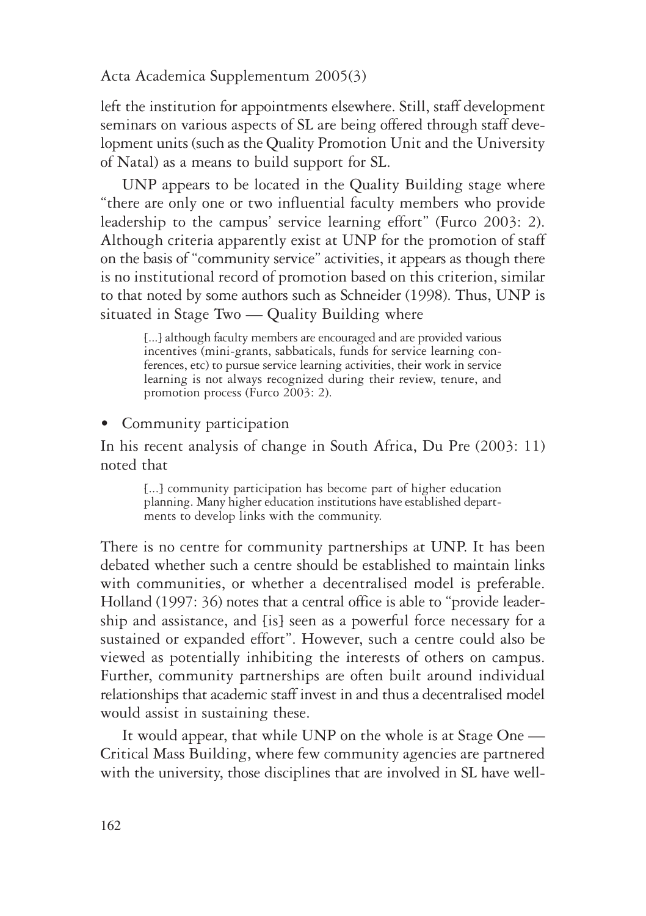left the institution for appointments elsewhere. Still, staff development seminars on various aspects of SL are being offered through staff development units (such as the Quality Promotion Unit and the University of Natal) as a means to build support for SL.

UNP appears to be located in the Quality Building stage where "there are only one or two influential faculty members who provide leadership to the campus' service learning effort" (Furco 2003: 2). Although criteria apparently exist at UNP for the promotion of staff on the basis of "community service" activities, it appears as though there is no institutional record of promotion based on this criterion, similar to that noted by some authors such as Schneider (1998). Thus, UNP is situated in Stage Two — Quality Building where

> [...] although faculty members are encouraged and are provided various incentives (mini-grants, sabbaticals, funds for service learning conferences, etc) to pursue service learning activities, their work in service learning is not always recognized during their review, tenure, and promotion process (Furco 2003: 2).

- Community participation

In his recent analysis of change in South Africa, Du Pre (2003: 11) noted that

> [...] community participation has become part of higher education planning. Many higher education institutions have established departments to develop links with the community.

There is no centre for community partnerships at UNP. It has been debated whether such a centre should be established to maintain links with communities, or whether a decentralised model is preferable. Holland (1997: 36) notes that a central office is able to "provide leadership and assistance, and [is] seen as a powerful force necessary for a sustained or expanded effort". However, such a centre could also be viewed as potentially inhibiting the interests of others on campus. Further, community partnerships are often built around individual relationships that academic staff invest in and thus a decentralised model would assist in sustaining these.

It would appear, that while UNP on the whole is at Stage One — Critical Mass Building, where few community agencies are partnered with the university, those disciplines that are involved in SL have well-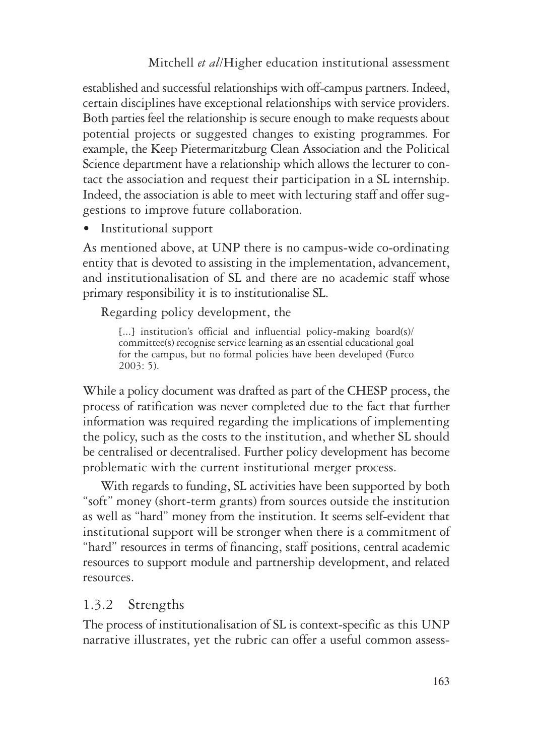established and successful relationships with off-campus partners. Indeed, certain disciplines have exceptional relationships with service providers. Both parties feel the relationship is secure enough to make requests about potential projects or suggested changes to existing programmes. For example, the Keep Pietermaritzburg Clean Association and the Political Science department have a relationship which allows the lecturer to contact the association and request their participation in a SL internship. Indeed, the association is able to meet with lecturing staff and offer suggestions to improve future collaboration.

- Institutional support

As mentioned above, at UNP there is no campus-wide co-ordinating entity that is devoted to assisting in the implementation, advancement, and institutionalisation of SL and there are no academic staff whose primary responsibility it is to institutionalise SL.

Regarding policy development, the

> [...] institution's official and influential policy-making board(s)/committee(s) recognise service learning as an essential educational goal for the campus, but no formal policies have been developed (Furco 2003: 5).

While a policy document was drafted as part of the CHESP process, the process of ratification was never completed due to the fact that further information was required regarding the implications of implementing the policy, such as the costs to the institution, and whether SL should be centralised or decentralised. Further policy development has become problematic with the current institutional merger process.

With regards to funding, SL activities have been supported by both "soft" money (short-term grants) from sources outside the institution as well as "hard" money from the institution. It seems self-evident that institutional support will be stronger when there is a commitment of "hard" resources in terms of financing, staff positions, central academic resources to support module and partnership development, and related resources.

### 1.3.2 Strengths

The process of institutionalisation of SL is context-specific as this UNP narrative illustrates, yet the rubric can offer a useful common assess-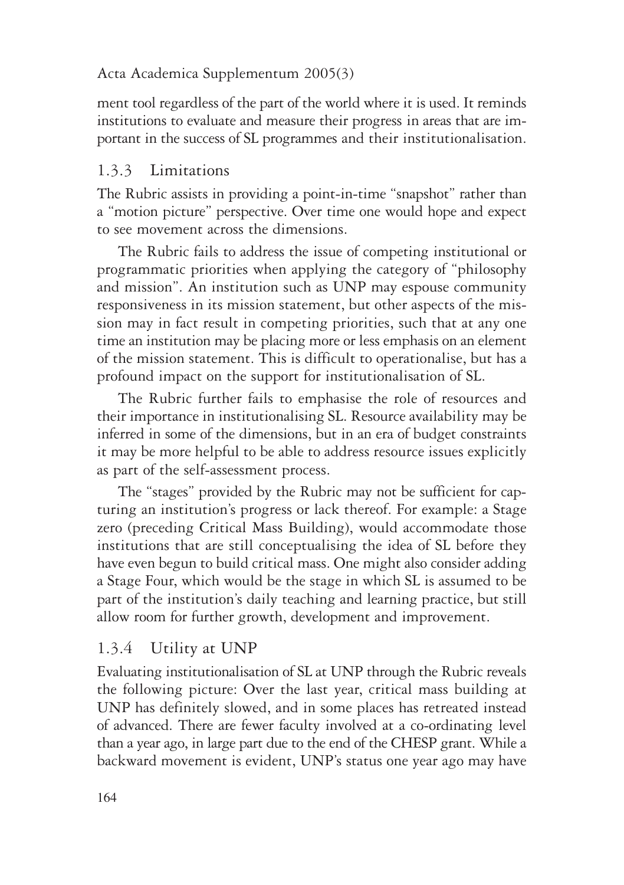ment tool regardless of the part of the world where it is used. It reminds institutions to evaluate and measure their progress in areas that are important in the success of SL programmes and their institutionalisation.

### 1.3.3 Limitations

The Rubric assists in providing a point-in-time "snapshot" rather than a "motion picture" perspective. Over time one would hope and expect to see movement across the dimensions.

The Rubric fails to address the issue of competing institutional or programmatic priorities when applying the category of "philosophy and mission". An institution such as UNP may espouse community responsiveness in its mission statement, but other aspects of the mission may in fact result in competing priorities, such that at any one time an institution may be placing more or less emphasis on an element of the mission statement. This is difficult to operationalise, but has a profound impact on the support for institutionalisation of SL.

The Rubric further fails to emphasise the role of resources and their importance in institutionalising SL. Resource availability may be inferred in some of the dimensions, but in an era of budget constraints it may be more helpful to be able to address resource issues explicitly as part of the self-assessment process.

The "stages" provided by the Rubric may not be sufficient for capturing an institution's progress or lack thereof. For example: a Stage zero (preceding Critical Mass Building), would accommodate those institutions that are still conceptualising the idea of SL before they have even begun to build critical mass. One might also consider adding a Stage Four, which would be the stage in which SL is assumed to be part of the institution's daily teaching and learning practice, but still allow room for further growth, development and improvement.

### 1.3.4 Utility at UNP

Evaluating institutionalisation of SL at UNP through the Rubric reveals the following picture: Over the last year, critical mass building at UNP has definitely slowed, and in some places has retreated instead of advanced. There are fewer faculty involved at a co-ordinating level than a year ago, in large part due to the end of the CHESP grant. While a backward movement is evident, UNP's status one year ago may have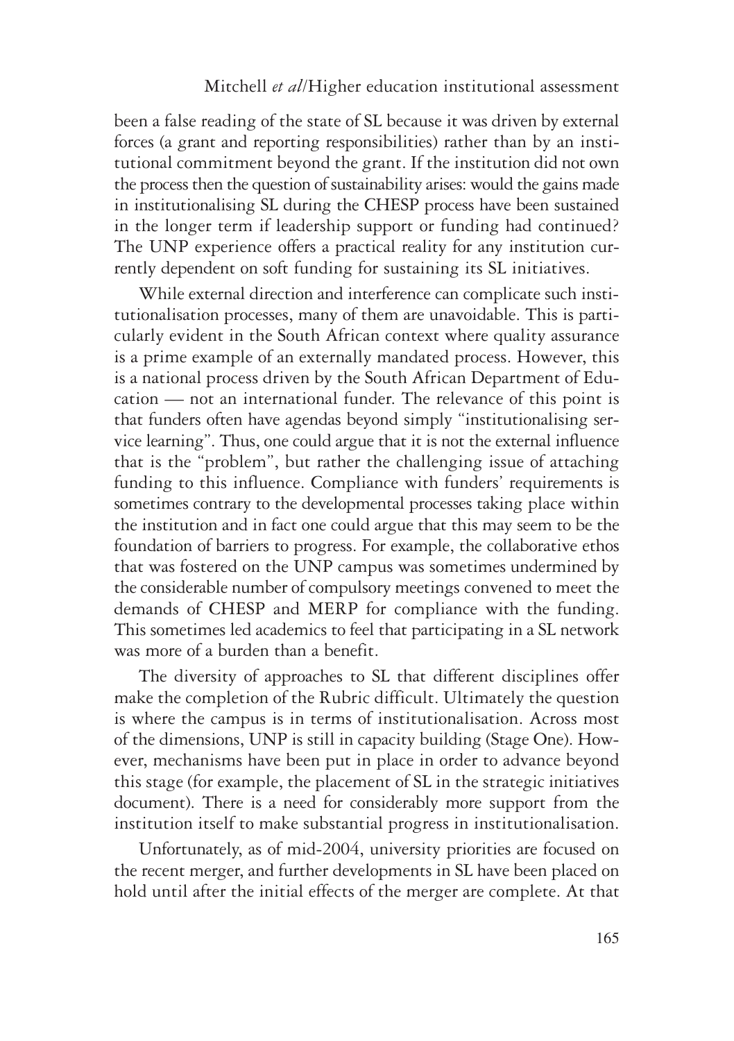been a false reading of the state of SL because it was driven by external forces (a grant and reporting responsibilities) rather than by an institutional commitment beyond the grant. If the institution did not own the process then the question of sustainability arises: would the gains made in institutionalising SL during the CHESP process have been sustained in the longer term if leadership support or funding had continued? The UNP experience offers a practical reality for any institution currently dependent on soft funding for sustaining its SL initiatives.

While external direction and interference can complicate such institutionalisation processes, many of them are unavoidable. This is particularly evident in the South African context where quality assurance is a prime example of an externally mandated process. However, this is a national process driven by the South African Department of Education — not an international funder. The relevance of this point is that funders often have agendas beyond simply "institutionalising service learning". Thus, one could argue that it is not the external influence that is the "problem", but rather the challenging issue of attaching funding to this influence. Compliance with funders' requirements is sometimes contrary to the developmental processes taking place within the institution and in fact one could argue that this may seem to be the foundation of barriers to progress. For example, the collaborative ethos that was fostered on the UNP campus was sometimes undermined by the considerable number of compulsory meetings convened to meet the demands of CHESP and MERP for compliance with the funding. This sometimes led academics to feel that participating in a SL network was more of a burden than a benefit.

The diversity of approaches to SL that different disciplines offer make the completion of the Rubric difficult. Ultimately the question is where the campus is in terms of institutionalisation. Across most of the dimensions, UNP is still in capacity building (Stage One). However, mechanisms have been put in place in order to advance beyond this stage (for example, the placement of SL in the strategic initiatives document). There is a need for considerably more support from the institution itself to make substantial progress in institutionalisation.

Unfortunately, as of mid-2004, university priorities are focused on the recent merger, and further developments in SL have been placed on hold until after the initial effects of the merger are complete. At that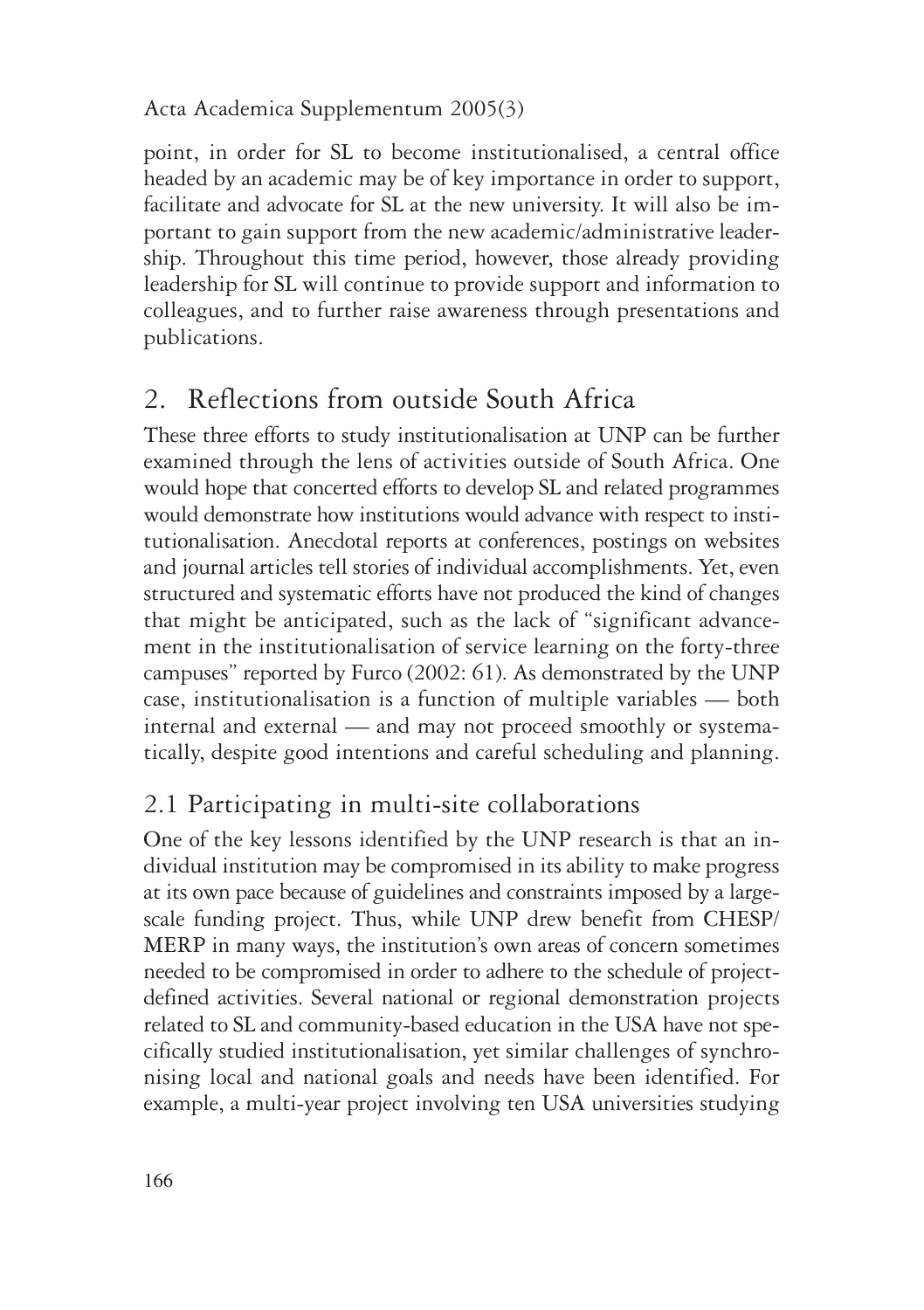point, in order for SL to become institutionalised, a central office headed by an academic may be of key importance in order to support, facilitate and advocate for SL at the new university. It will also be important to gain support from the new academic/administrative leadership. Throughout this time period, however, those already providing leadership for SL will continue to provide support and information to colleagues, and to further raise awareness through presentations and publications.

## 2. Reflections from outside South Africa

These three efforts to study institutionalisation at UNP can be further examined through the lens of activities outside of South Africa. One would hope that concerted efforts to develop SL and related programmes would demonstrate how institutions would advance with respect to institutionalisation. Anecdotal reports at conferences, postings on websites and journal articles tell stories of individual accomplishments. Yet, even structured and systematic efforts have not produced the kind of changes that might be anticipated, such as the lack of "significant advancement in the institutionalisation of service learning on the forty-three campuses" reported by Furco (2002: 61). As demonstrated by the UNP case, institutionalisation is a function of multiple variables — both internal and external — and may not proceed smoothly or systematically, despite good intentions and careful scheduling and planning.

### 2.1 Participating in multi-site collaborations

One of the key lessons identified by the UNP research is that an individual institution may be compromised in its ability to make progress at its own pace because of guidelines and constraints imposed by a large-scale funding project. Thus, while UNP drew benefit from CHESP/MERP in many ways, the institution's own areas of concern sometimes needed to be compromised in order to adhere to the schedule of project-defined activities. Several national or regional demonstration projects related to SL and community-based education in the USA have not specifically studied institutionalisation, yet similar challenges of synchronising local and national goals and needs have been identified. For example, a multi-year project involving ten USA universities studying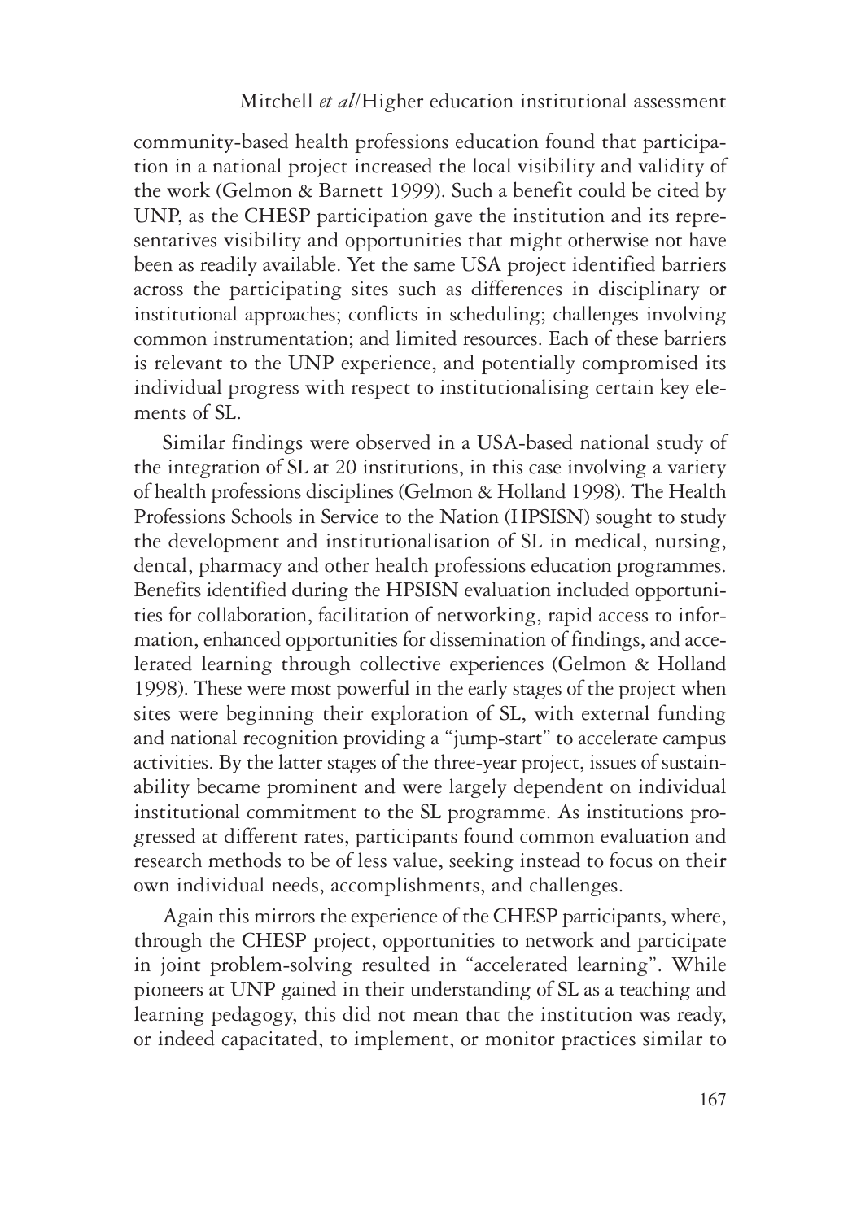community-based health professions education found that participation in a national project increased the local visibility and validity of the work (Gelmon & Barnett 1999). Such a benefit could be cited by UNP, as the CHESP participation gave the institution and its representatives visibility and opportunities that might otherwise not have been as readily available. Yet the same USA project identified barriers across the participating sites such as differences in disciplinary or institutional approaches; conflicts in scheduling; challenges involving common instrumentation; and limited resources. Each of these barriers is relevant to the UNP experience, and potentially compromised its individual progress with respect to institutionalising certain key elements of SL.

Similar findings were observed in a USA-based national study of the integration of SL at 20 institutions, in this case involving a variety of health professions disciplines (Gelmon & Holland 1998). The Health Professions Schools in Service to the Nation (HPSISN) sought to study the development and institutionalisation of SL in medical, nursing, dental, pharmacy and other health professions education programmes. Benefits identified during the HPSISN evaluation included opportunities for collaboration, facilitation of networking, rapid access to information, enhanced opportunities for dissemination of findings, and accelerated learning through collective experiences (Gelmon & Holland 1998). These were most powerful in the early stages of the project when sites were beginning their exploration of SL, with external funding and national recognition providing a "jump-start" to accelerate campus activities. By the latter stages of the three-year project, issues of sustainability became prominent and were largely dependent on individual institutional commitment to the SL programme. As institutions progressed at different rates, participants found common evaluation and research methods to be of less value, seeking instead to focus on their own individual needs, accomplishments, and challenges.

Again this mirrors the experience of the CHESP participants, where, through the CHESP project, opportunities to network and participate in joint problem-solving resulted in "accelerated learning". While pioneers at UNP gained in their understanding of SL as a teaching and learning pedagogy, this did not mean that the institution was ready, or indeed capacitated, to implement, or monitor practices similar to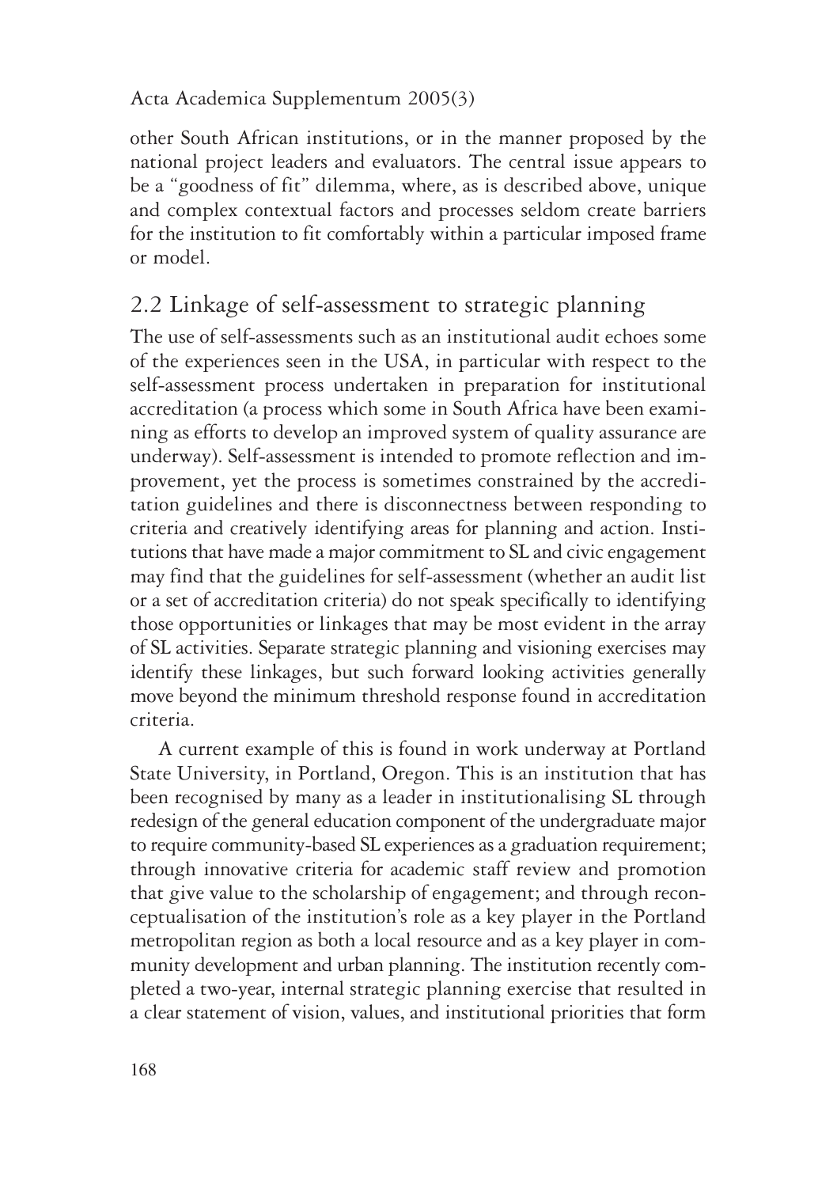other South African institutions, or in the manner proposed by the national project leaders and evaluators. The central issue appears to be a "goodness of fit" dilemma, where, as is described above, unique and complex contextual factors and processes seldom create barriers for the institution to fit comfortably within a particular imposed frame or model.

## 2.2 Linkage of self-assessment to strategic planning

The use of self-assessments such as an institutional audit echoes some of the experiences seen in the USA, in particular with respect to the self-assessment process undertaken in preparation for institutional accreditation (a process which some in South Africa have been examining as efforts to develop an improved system of quality assurance are underway). Self-assessment is intended to promote reflection and improvement, yet the process is sometimes constrained by the accreditation guidelines and there is disconnectness between responding to criteria and creatively identifying areas for planning and action. Institutions that have made a major commitment to SL and civic engagement may find that the guidelines for self-assessment (whether an audit list or a set of accreditation criteria) do not speak specifically to identifying those opportunities or linkages that may be most evident in the array of SL activities. Separate strategic planning and visioning exercises may identify these linkages, but such forward looking activities generally move beyond the minimum threshold response found in accreditation criteria.

A current example of this is found in work underway at Portland State University, in Portland, Oregon. This is an institution that has been recognised by many as a leader in institutionalising SL through redesign of the general education component of the undergraduate major to require community-based SL experiences as a graduation requirement; through innovative criteria for academic staff review and promotion that give value to the scholarship of engagement; and through reconceptualisation of the institution's role as a key player in the Portland metropolitan region as both a local resource and as a key player in community development and urban planning. The institution recently completed a two-year, internal strategic planning exercise that resulted in a clear statement of vision, values, and institutional priorities that form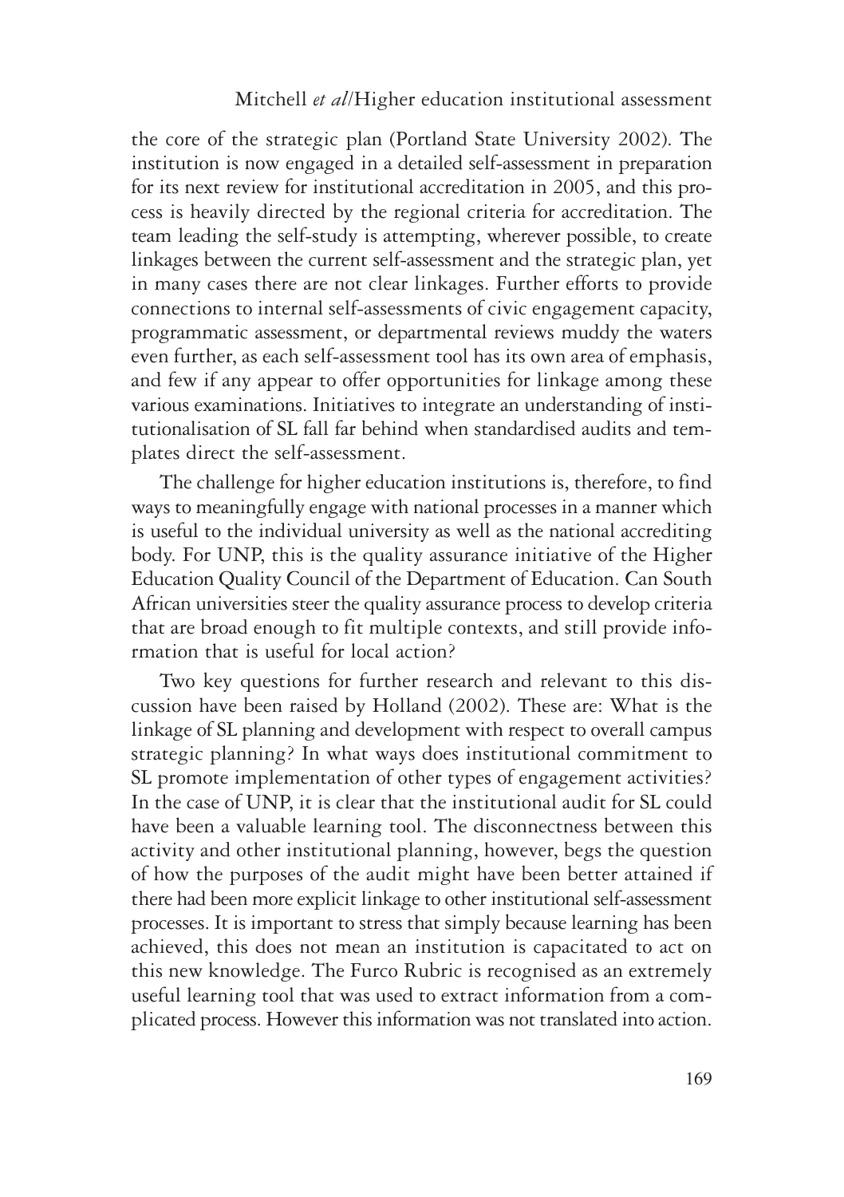the core of the strategic plan (Portland State University 2002). The institution is now engaged in a detailed self-assessment in preparation for its next review for institutional accreditation in 2005, and this process is heavily directed by the regional criteria for accreditation. The team leading the self-study is attempting, wherever possible, to create linkages between the current self-assessment and the strategic plan, yet in many cases there are not clear linkages. Further efforts to provide connections to internal self-assessments of civic engagement capacity, programmatic assessment, or departmental reviews muddy the waters even further, as each self-assessment tool has its own area of emphasis, and few if any appear to offer opportunities for linkage among these various examinations. Initiatives to integrate an understanding of institutionalisation of SL fall far behind when standardised audits and templates direct the self-assessment.

The challenge for higher education institutions is, therefore, to find ways to meaningfully engage with national processes in a manner which is useful to the individual university as well as the national accrediting body. For UNP, this is the quality assurance initiative of the Higher Education Quality Council of the Department of Education. Can South African universities steer the quality assurance process to develop criteria that are broad enough to fit multiple contexts, and still provide information that is useful for local action?

Two key questions for further research and relevant to this discussion have been raised by Holland (2002). These are: What is the linkage of SL planning and development with respect to overall campus strategic planning? In what ways does institutional commitment to SL promote implementation of other types of engagement activities? In the case of UNP, it is clear that the institutional audit for SL could have been a valuable learning tool. The disconnectness between this activity and other institutional planning, however, begs the question of how the purposes of the audit might have been better attained if there had been more explicit linkage to other institutional self-assessment processes. It is important to stress that simply because learning has been achieved, this does not mean an institution is capacitated to act on this new knowledge. The Furco Rubric is recognised as an extremely useful learning tool that was used to extract information from a complicated process. However this information was not translated into action.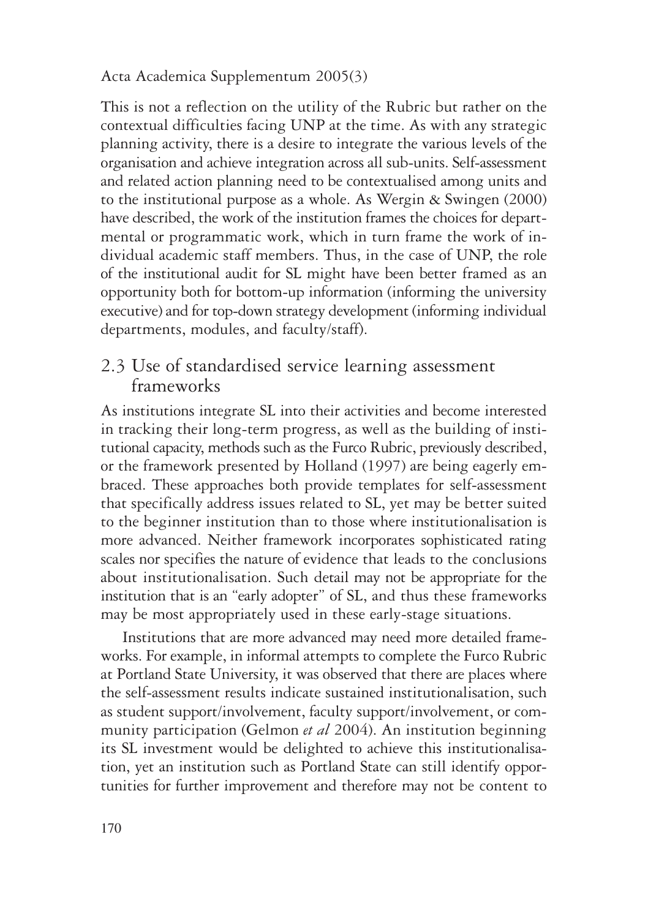This is not a reflection on the utility of the Rubric but rather on the contextual difficulties facing UNP at the time. As with any strategic planning activity, there is a desire to integrate the various levels of the organisation and achieve integration across all sub-units. Self-assessment and related action planning need to be contextualised among units and to the institutional purpose as a whole. As Wergin & Swingen (2000) have described, the work of the institution frames the choices for departmental or programmatic work, which in turn frame the work of individual academic staff members. Thus, in the case of UNP, the role of the institutional audit for SL might have been better framed as an opportunity both for bottom-up information (informing the university executive) and for top-down strategy development (informing individual departments, modules, and faculty/staff).

## 2.3 Use of standardised service learning assessment frameworks

As institutions integrate SL into their activities and become interested in tracking their long-term progress, as well as the building of institutional capacity, methods such as the Furco Rubric, previously described, or the framework presented by Holland (1997) are being eagerly embraced. These approaches both provide templates for self-assessment that specifically address issues related to SL, yet may be better suited to the beginner institution than to those where institutionalisation is more advanced. Neither framework incorporates sophisticated rating scales nor specifies the nature of evidence that leads to the conclusions about institutionalisation. Such detail may not be appropriate for the institution that is an "early adopter" of SL, and thus these frameworks may be most appropriately used in these early-stage situations.

Institutions that are more advanced may need more detailed frameworks. For example, in informal attempts to complete the Furco Rubric at Portland State University, it was observed that there are places where the self-assessment results indicate sustained institutionalisation, such as student support/involvement, faculty support/involvement, or community participation (Gelmon *et al* 2004). An institution beginning its SL investment would be delighted to achieve this institutionalisation, yet an institution such as Portland State can still identify opportunities for further improvement and therefore may not be content to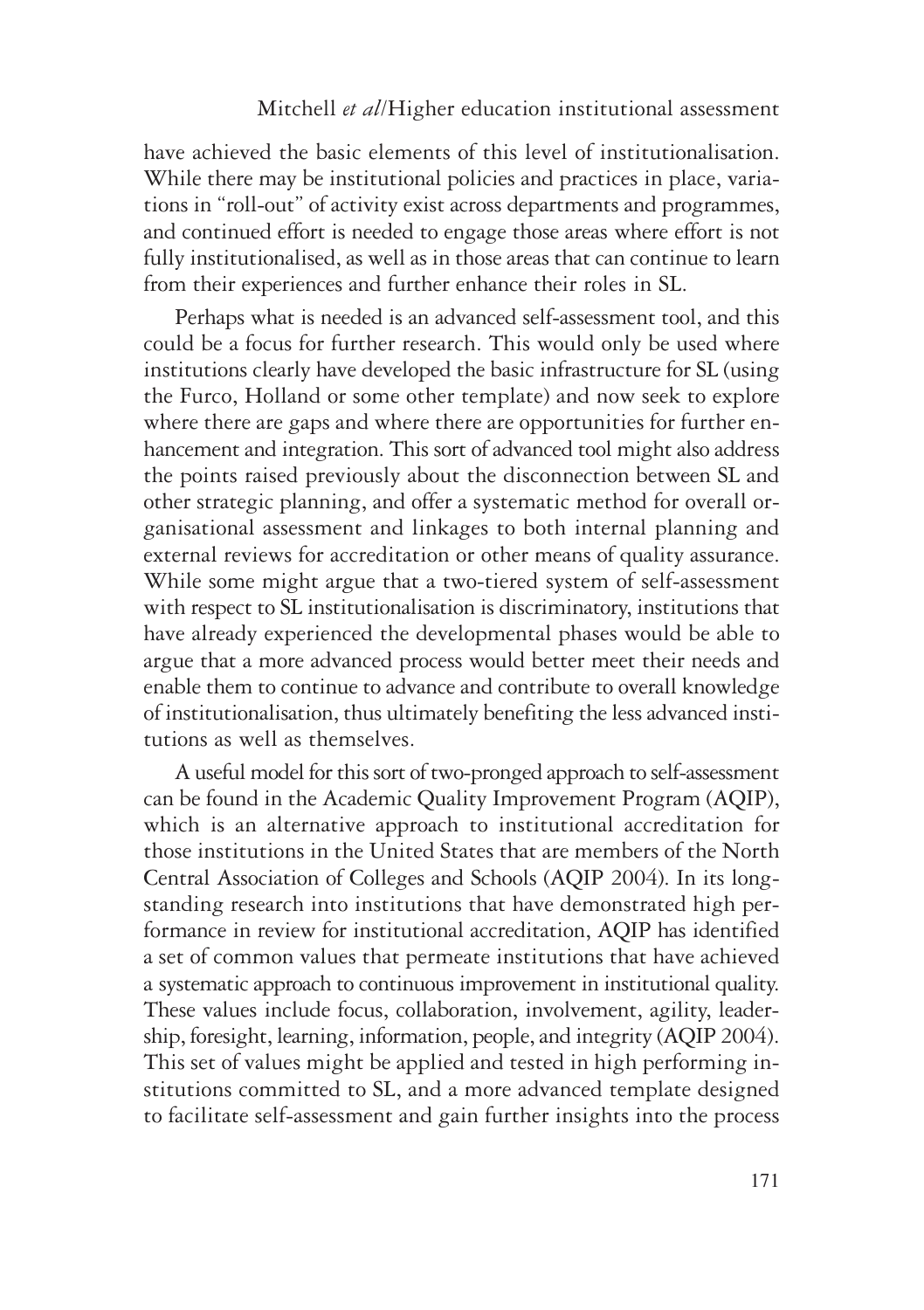have achieved the basic elements of this level of institutionalisation. While there may be institutional policies and practices in place, variations in "roll-out" of activity exist across departments and programmes, and continued effort is needed to engage those areas where effort is not fully institutionalised, as well as in those areas that can continue to learn from their experiences and further enhance their roles in SL.

Perhaps what is needed is an advanced self-assessment tool, and this could be a focus for further research. This would only be used where institutions clearly have developed the basic infrastructure for SL (using the Furco, Holland or some other template) and now seek to explore where there are gaps and where there are opportunities for further enhancement and integration. This sort of advanced tool might also address the points raised previously about the disconnection between SL and other strategic planning, and offer a systematic method for overall organisational assessment and linkages to both internal planning and external reviews for accreditation or other means of quality assurance. While some might argue that a two-tiered system of self-assessment with respect to SL institutionalisation is discriminatory, institutions that have already experienced the developmental phases would be able to argue that a more advanced process would better meet their needs and enable them to continue to advance and contribute to overall knowledge of institutionalisation, thus ultimately benefiting the less advanced institutions as well as themselves.

A useful model for this sort of two-pronged approach to self-assessment can be found in the Academic Quality Improvement Program (AQIP), which is an alternative approach to institutional accreditation for those institutions in the United States that are members of the North Central Association of Colleges and Schools (AQIP 2004). In its long-standing research into institutions that have demonstrated high performance in review for institutional accreditation, AQIP has identified a set of common values that permeate institutions that have achieved a systematic approach to continuous improvement in institutional quality. These values include focus, collaboration, involvement, agility, leadership, foresight, learning, information, people, and integrity (AQIP 2004). This set of values might be applied and tested in high performing institutions committed to SL, and a more advanced template designed to facilitate self-assessment and gain further insights into the process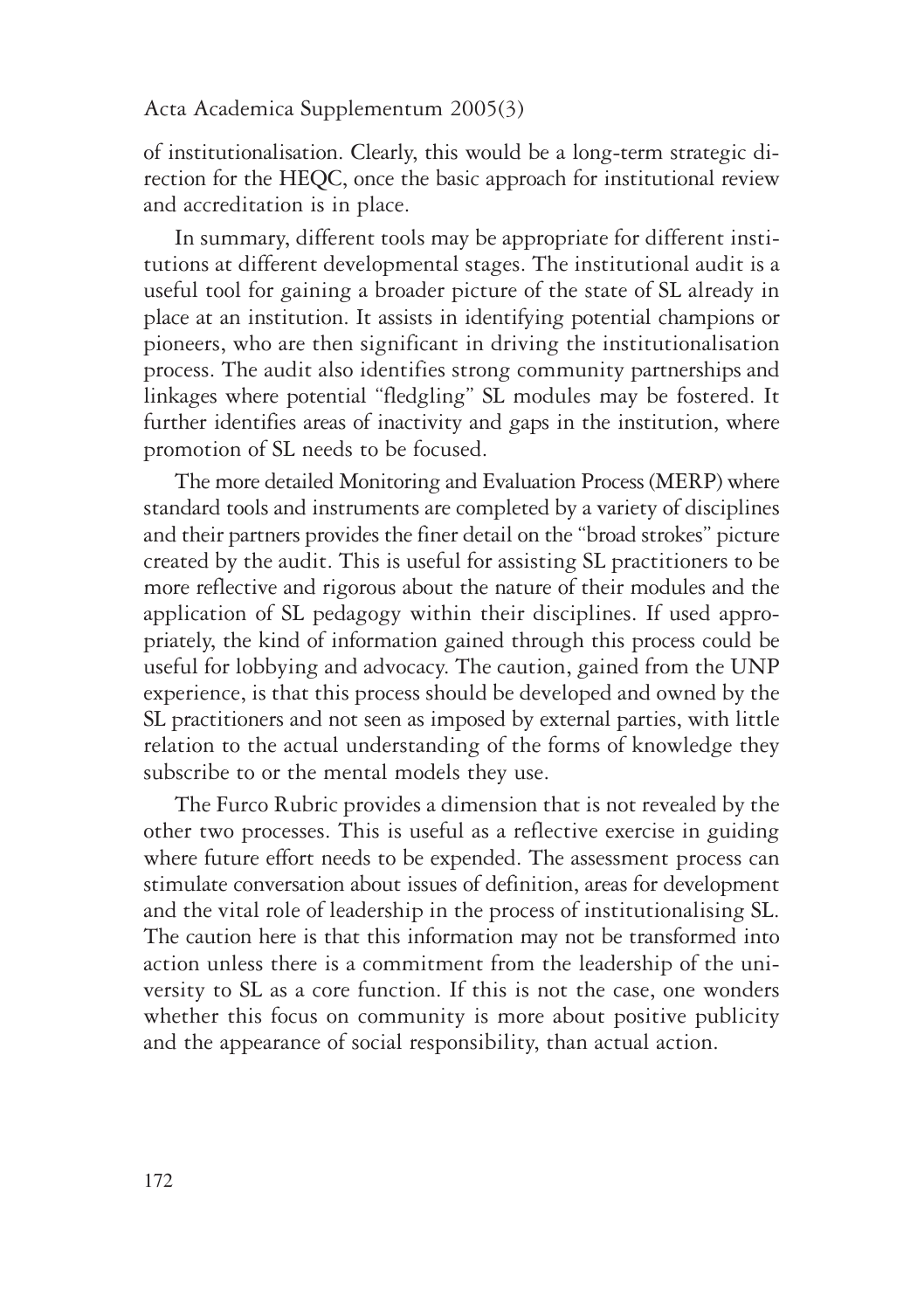of institutionalisation. Clearly, this would be a long-term strategic direction for the HEQC, once the basic approach for institutional review and accreditation is in place.

In summary, different tools may be appropriate for different institutions at different developmental stages. The institutional audit is a useful tool for gaining a broader picture of the state of SL already in place at an institution. It assists in identifying potential champions or pioneers, who are then significant in driving the institutionalisation process. The audit also identifies strong community partnerships and linkages where potential "fledgling" SL modules may be fostered. It further identifies areas of inactivity and gaps in the institution, where promotion of SL needs to be focused.

The more detailed Monitoring and Evaluation Process (MERP) where standard tools and instruments are completed by a variety of disciplines and their partners provides the finer detail on the "broad strokes" picture created by the audit. This is useful for assisting SL practitioners to be more reflective and rigorous about the nature of their modules and the application of SL pedagogy within their disciplines. If used appropriately, the kind of information gained through this process could be useful for lobbying and advocacy. The caution, gained from the UNP experience, is that this process should be developed and owned by the SL practitioners and not seen as imposed by external parties, with little relation to the actual understanding of the forms of knowledge they subscribe to or the mental models they use.

The Furco Rubric provides a dimension that is not revealed by the other two processes. This is useful as a reflective exercise in guiding where future effort needs to be expended. The assessment process can stimulate conversation about issues of definition, areas for development and the vital role of leadership in the process of institutionalising SL. The caution here is that this information may not be transformed into action unless there is a commitment from the leadership of the university to SL as a core function. If this is not the case, one wonders whether this focus on community is more about positive publicity and the appearance of social responsibility, than actual action.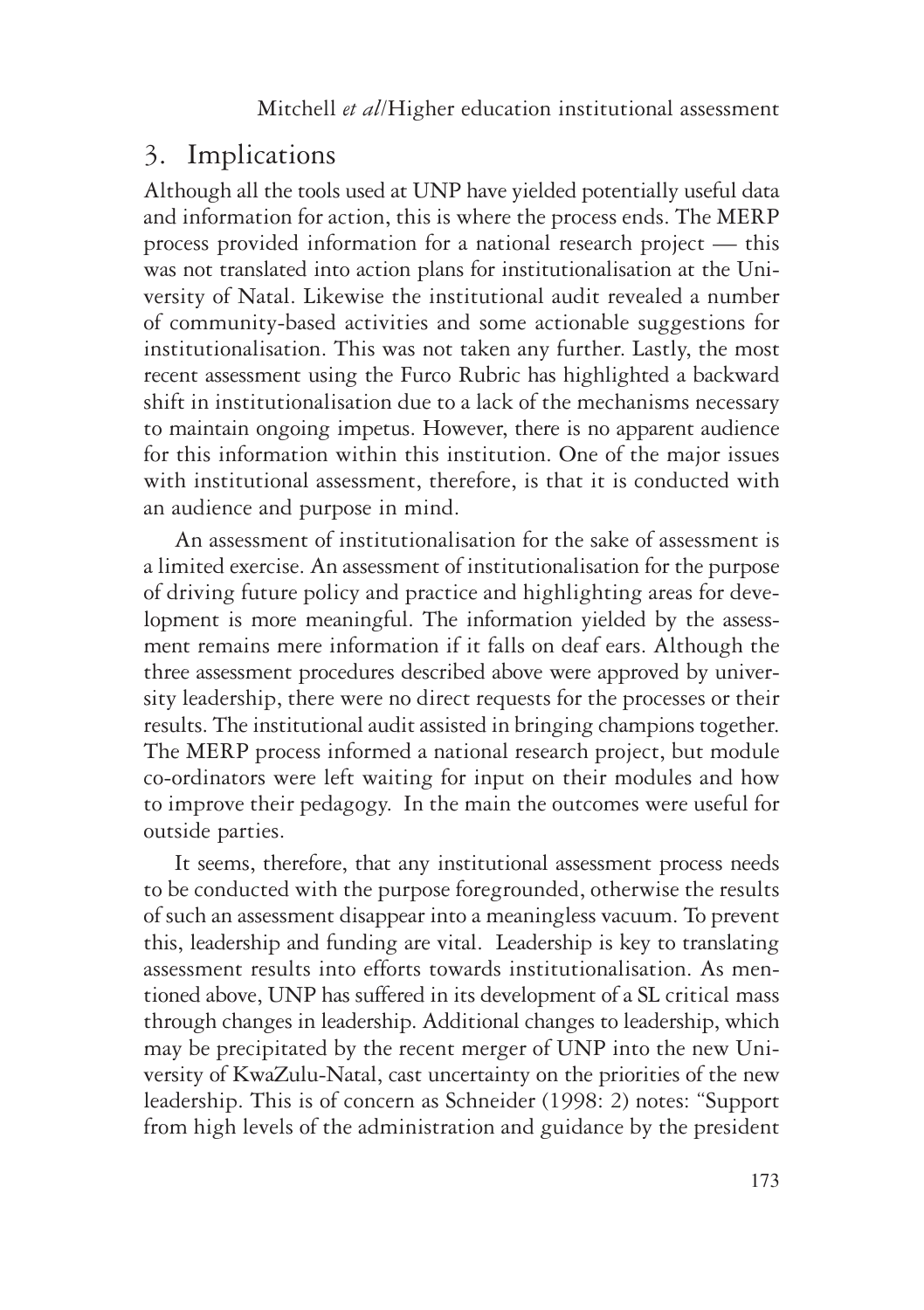## 3. Implications

Although all the tools used at UNP have yielded potentially useful data and information for action, this is where the process ends. The MERP process provided information for a national research project — this was not translated into action plans for institutionalisation at the University of Natal. Likewise the institutional audit revealed a number of community-based activities and some actionable suggestions for institutionalisation. This was not taken any further. Lastly, the most recent assessment using the Furco Rubric has highlighted a backward shift in institutionalisation due to a lack of the mechanisms necessary to maintain ongoing impetus. However, there is no apparent audience for this information within this institution. One of the major issues with institutional assessment, therefore, is that it is conducted with an audience and purpose in mind.

An assessment of institutionalisation for the sake of assessment is a limited exercise. An assessment of institutionalisation for the purpose of driving future policy and practice and highlighting areas for development is more meaningful. The information yielded by the assessment remains mere information if it falls on deaf ears. Although the three assessment procedures described above were approved by university leadership, there were no direct requests for the processes or their results. The institutional audit assisted in bringing champions together. The MERP process informed a national research project, but module co-ordinators were left waiting for input on their modules and how to improve their pedagogy. In the main the outcomes were useful for outside parties.

It seems, therefore, that any institutional assessment process needs to be conducted with the purpose foregrounded, otherwise the results of such an assessment disappear into a meaningless vacuum. To prevent this, leadership and funding are vital. Leadership is key to translating assessment results into efforts towards institutionalisation. As mentioned above, UNP has suffered in its development of a SL critical mass through changes in leadership. Additional changes to leadership, which may be precipitated by the recent merger of UNP into the new University of KwaZulu-Natal, cast uncertainty on the priorities of the new leadership. This is of concern as Schneider (1998: 2) notes: "Support from high levels of the administration and guidance by the president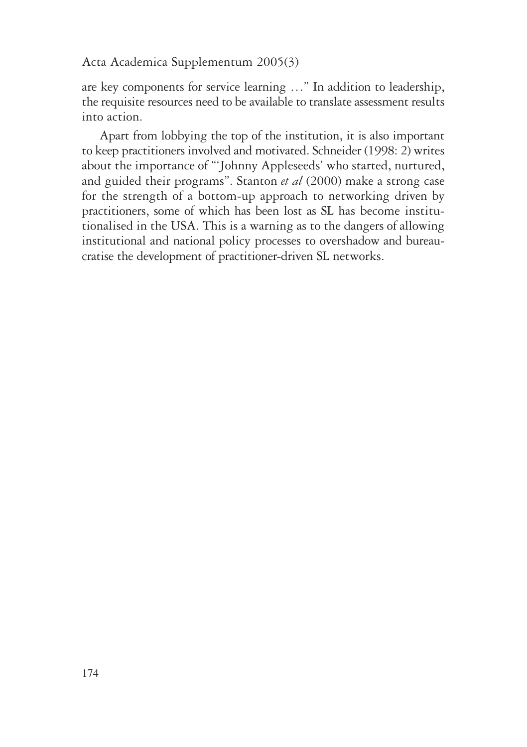are key components for service learning …" In addition to leadership, the requisite resources need to be available to translate assessment results into action.

Apart from lobbying the top of the institution, it is also important to keep practitioners involved and motivated. Schneider (1998: 2) writes about the importance of "'Johnny Appleseeds' who started, nurtured, and guided their programs". Stanton *et al* (2000) make a strong case for the strength of a bottom-up approach to networking driven by practitioners, some of which has been lost as SL has become institutionalised in the USA. This is a warning as to the dangers of allowing institutional and national policy processes to overshadow and bureaucratise the development of practitioner-driven SL networks.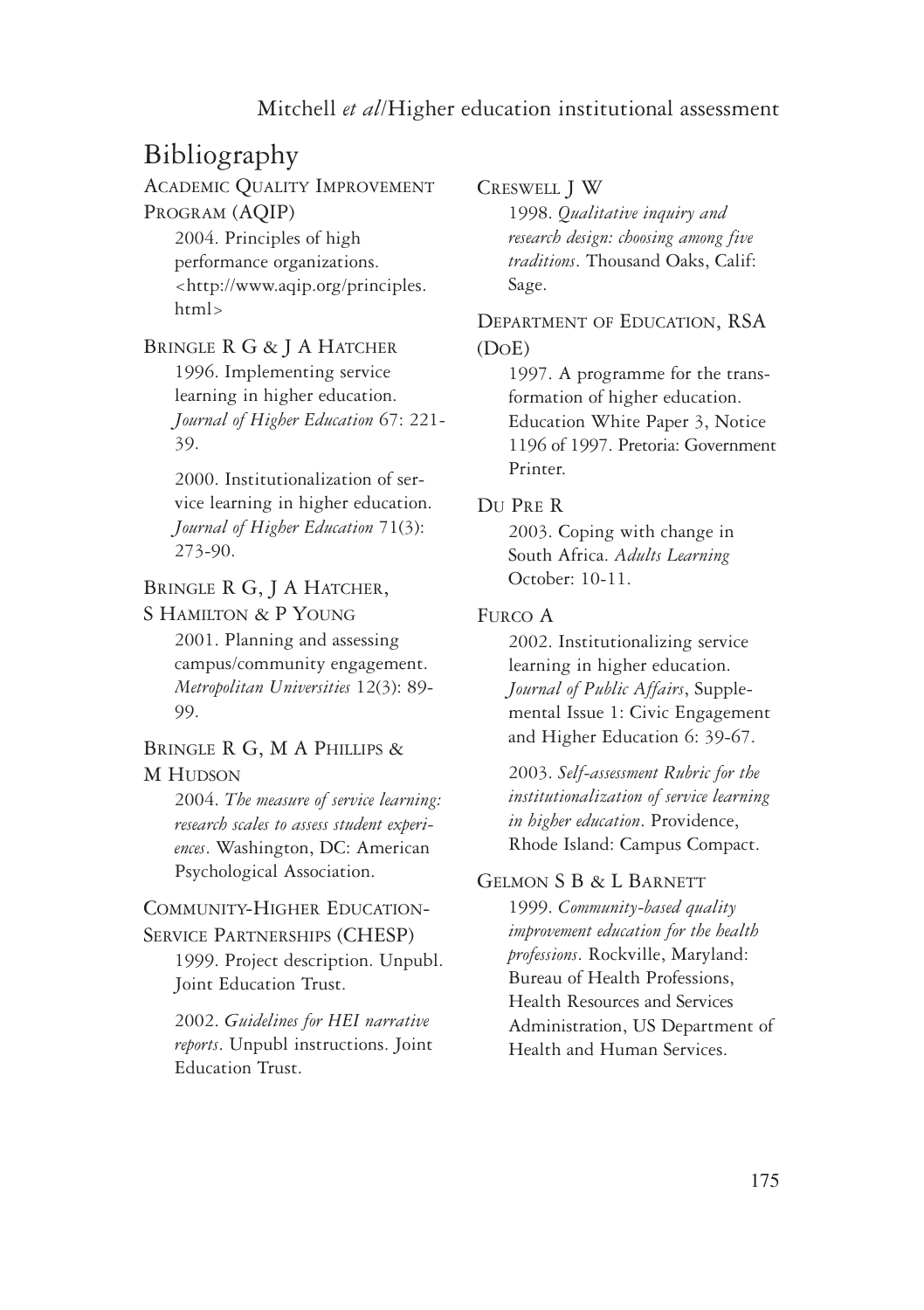## Bibliography

ACADEMIC QUALITY IMPROVEMENT PROGRAM (AQIP)

2004. Principles of high performance organizations. <http://www.aqip.org/principles.html>

BRINGLE R G & J A HATCHER

1996. Implementing service learning in higher education. *Journal of Higher Education* 67: 221-39.

2000. Institutionalization of service learning in higher education. *Journal of Higher Education* 71(3): 273-90.

BRINGLE R G, J A HATCHER, S HAMILTON & P YOUNG

2001. Planning and assessing campus/community engagement. *Metropolitan Universities* 12(3): 89-99.

BRINGLE R G, M A PHILLIPS & M HUDSON

2004. *The measure of service learning: research scales to assess student experiences*. Washington, DC: American Psychological Association.

COMMUNITY-HIGHER EDUCATION-SERVICE PARTNERSHIPS (CHESP)

1999. Project description. Unpubl. Joint Education Trust.

2002. *Guidelines for HEI narrative reports*. Unpubl instructions. Joint Education Trust.

CRESWELL J W

1998. *Qualitative inquiry and research design: choosing among five traditions*. Thousand Oaks, Calif: Sage.

DEPARTMENT OF EDUCATION, RSA (DOE)

1997. A programme for the transformation of higher education. Education White Paper 3, Notice 1196 of 1997. Pretoria: Government Printer.

DU PRE R

2003. Coping with change in South Africa. *Adults Learning* October: 10-11.

FURCO A

2002. Institutionalizing service learning in higher education. *Journal of Public Affairs*, Supplemental Issue 1: Civic Engagement and Higher Education 6: 39-67.

2003. *Self-assessment Rubric for the institutionalization of service learning in higher education*. Providence, Rhode Island: Campus Compact.

GELMON S B & L BARNETT

1999. *Community-based quality improvement education for the health professions*. Rockville, Maryland: Bureau of Health Professions, Health Resources and Services Administration, US Department of Health and Human Services.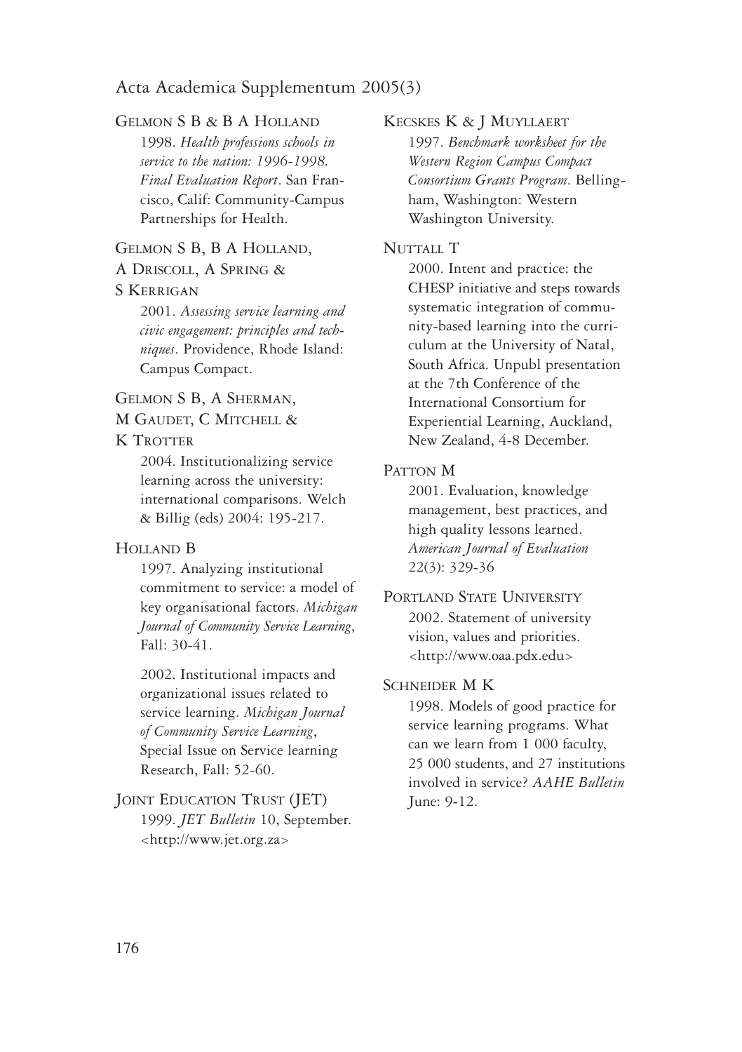GELMON S B & B A HOLLAND
1998. *Health professions schools in service to the nation: 1996-1998. Final Evaluation Report*. San Francisco, Calif: Community-Campus Partnerships for Health.

GELMON S B, B A HOLLAND, A DRISCOLL, A SPRING & S KERRIGAN
2001. *Assessing service learning and civic engagement: principles and techniques*. Providence, Rhode Island: Campus Compact.

GELMON S B, A SHERMAN, M GAUDET, C MITCHELL & K TROTTER
2004. Institutionalizing service learning across the university: international comparisons. Welch & Billig (eds) 2004: 195-217.

HOLLAND B
1997. Analyzing institutional commitment to service: a model of key organisational factors. *Michigan Journal of Community Service Learning*, Fall: 30-41.

2002. Institutional impacts and organizational issues related to service learning. *Michigan Journal of Community Service Learning*, Special Issue on Service learning Research, Fall: 52-60.

JOINT EDUCATION TRUST (JET)
1999. *JET Bulletin* 10, September. <http://www.jet.org.za>

KECSKES K & J MUYLLAERT
1997. *Benchmark worksheet for the Western Region Campus Compact Consortium Grants Program*. Bellingham, Washington: Western Washington University.

NUTTALL T
2000. Intent and practice: the CHESP initiative and steps towards systematic integration of community-based learning into the curriculum at the University of Natal, South Africa. Unpubl presentation at the 7th Conference of the International Consortium for Experiential Learning, Auckland, New Zealand, 4-8 December.

PATTON M
2001. Evaluation, knowledge management, best practices, and high quality lessons learned. *American Journal of Evaluation* 22(3): 329-36

PORTLAND STATE UNIVERSITY
2002. Statement of university vision, values and priorities. <http://www.oaa.pdx.edu>

SCHNEIDER M K
1998. Models of good practice for service learning programs. What can we learn from 1 000 faculty, 25 000 students, and 27 institutions involved in service? *AAHE Bulletin* June: 9-12.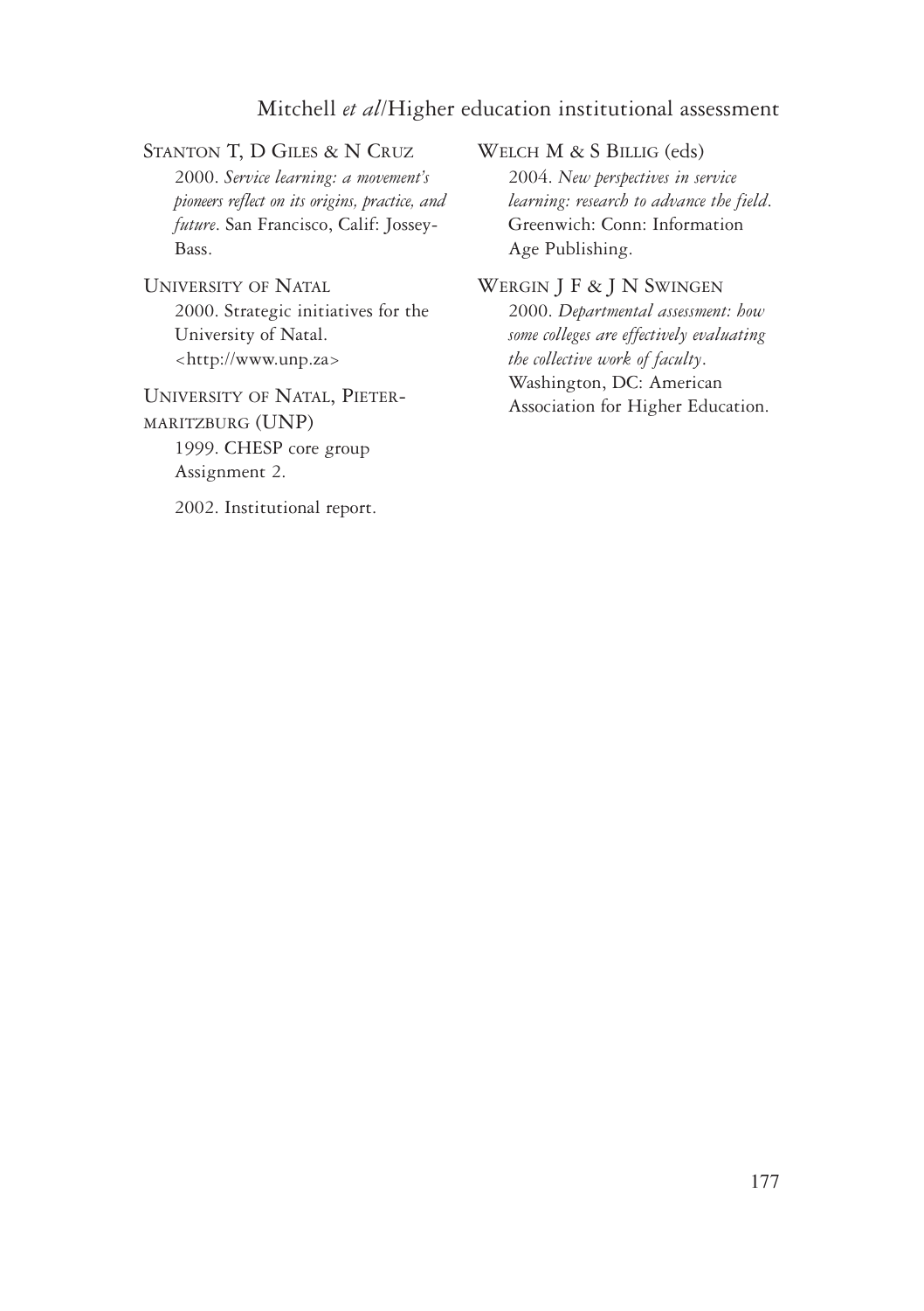STANTON T, D GILES & N CRUZ
2000. *Service learning: a movement's pioneers reflect on its origins, practice, and future*. San Francisco, Calif: Jossey-Bass.

UNIVERSITY OF NATAL
2000. Strategic initiatives for the University of Natal. <http://www.unp.za>

UNIVERSITY OF NATAL, PIETERMARITZBURG (UNP)
1999. CHESP core group Assignment 2.

2002. Institutional report.

WELCH M & S BILLIG (eds)
2004. *New perspectives in service learning: research to advance the field*. Greenwich: Conn: Information Age Publishing.

WERGIN J F & J N SWINGEN
2000. *Departmental assessment: how some colleges are effectively evaluating the collective work of faculty*. Washington, DC: American Association for Higher Education.